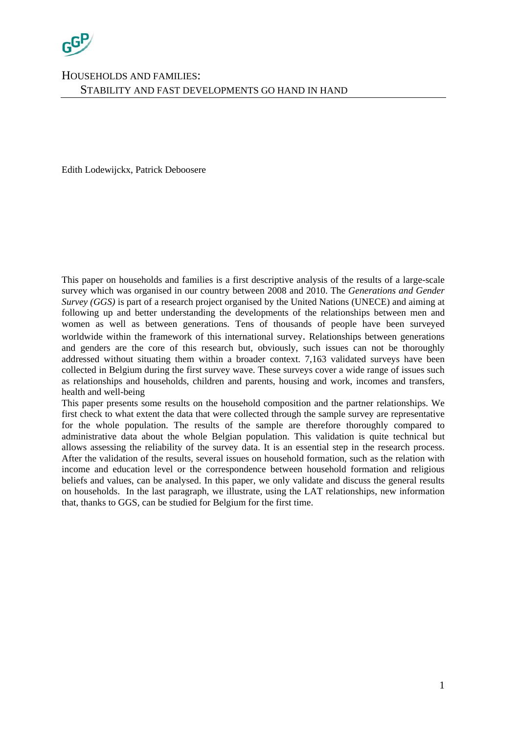# HOUSEHOLDS AND FAMILIES:
## STABILITY AND FAST DEVELOPMENTS GO HAND IN HAND

Edith Lodewijckx, Patrick Deboosere

This paper on households and families is a first descriptive analysis of the results of a large-scale survey which was organised in our country between 2008 and 2010. The *Generations and Gender Survey (GGS)* is part of a research project organised by the United Nations (UNECE) and aiming at following up and better understanding the developments of the relationships between men and women as well as between generations. Tens of thousands of people have been surveyed worldwide within the framework of this international survey. Relationships between generations and genders are the core of this research but, obviously, such issues can not be thoroughly addressed without situating them within a broader context. 7,163 validated surveys have been collected in Belgium during the first survey wave. These surveys cover a wide range of issues such as relationships and households, children and parents, housing and work, incomes and transfers, health and well-being

This paper presents some results on the household composition and the partner relationships. We first check to what extent the data that were collected through the sample survey are representative for the whole population. The results of the sample are therefore thoroughly compared to administrative data about the whole Belgian population. This validation is quite technical but allows assessing the reliability of the survey data. It is an essential step in the research process. After the validation of the results, several issues on household formation, such as the relation with income and education level or the correspondence between household formation and religious beliefs and values, can be analysed. In this paper, we only validate and discuss the general results on households. In the last paragraph, we illustrate, using the LAT relationships, new information that, thanks to GGS, can be studied for Belgium for the first time.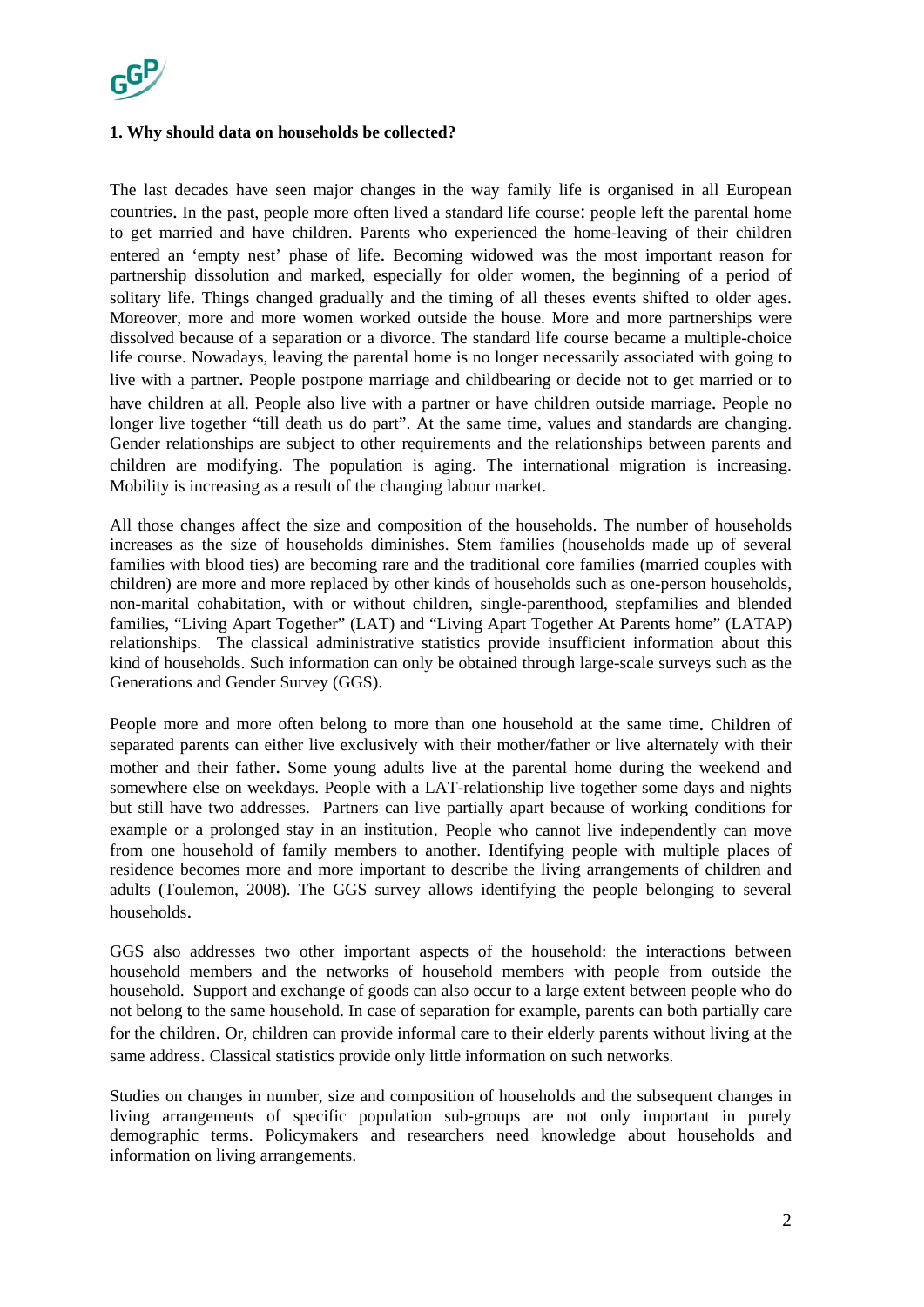## 1. Why should data on households be collected?

The last decades have seen major changes in the way family life is organised in all European countries. In the past, people more often lived a standard life course: people left the parental home to get married and have children. Parents who experienced the home-leaving of their children entered an 'empty nest' phase of life. Becoming widowed was the most important reason for partnership dissolution and marked, especially for older women, the beginning of a period of solitary life. Things changed gradually and the timing of all theses events shifted to older ages. Moreover, more and more women worked outside the house. More and more partnerships were dissolved because of a separation or a divorce. The standard life course became a multiple-choice life course. Nowadays, leaving the parental home is no longer necessarily associated with going to live with a partner. People postpone marriage and childbearing or decide not to get married or to have children at all. People also live with a partner or have children outside marriage. People no longer live together "till death us do part". At the same time, values and standards are changing. Gender relationships are subject to other requirements and the relationships between parents and children are modifying. The population is aging. The international migration is increasing. Mobility is increasing as a result of the changing labour market.

All those changes affect the size and composition of the households. The number of households increases as the size of households diminishes. Stem families (households made up of several families with blood ties) are becoming rare and the traditional core families (married couples with children) are more and more replaced by other kinds of households such as one-person households, non-marital cohabitation, with or without children, single-parenthood, stepfamilies and blended families, "Living Apart Together" (LAT) and "Living Apart Together At Parents home" (LATAP) relationships. The classical administrative statistics provide insufficient information about this kind of households. Such information can only be obtained through large-scale surveys such as the Generations and Gender Survey (GGS).

People more and more often belong to more than one household at the same time. Children of separated parents can either live exclusively with their mother/father or live alternately with their mother and their father. Some young adults live at the parental home during the weekend and somewhere else on weekdays. People with a LAT-relationship live together some days and nights but still have two addresses. Partners can live partially apart because of working conditions for example or a prolonged stay in an institution. People who cannot live independently can move from one household of family members to another. Identifying people with multiple places of residence becomes more and more important to describe the living arrangements of children and adults (Toulemon, 2008). The GGS survey allows identifying the people belonging to several households.

GGS also addresses two other important aspects of the household: the interactions between household members and the networks of household members with people from outside the household. Support and exchange of goods can also occur to a large extent between people who do not belong to the same household. In case of separation for example, parents can both partially care for the children. Or, children can provide informal care to their elderly parents without living at the same address. Classical statistics provide only little information on such networks.

Studies on changes in number, size and composition of households and the subsequent changes in living arrangements of specific population sub-groups are not only important in purely demographic terms. Policymakers and researchers need knowledge about households and information on living arrangements.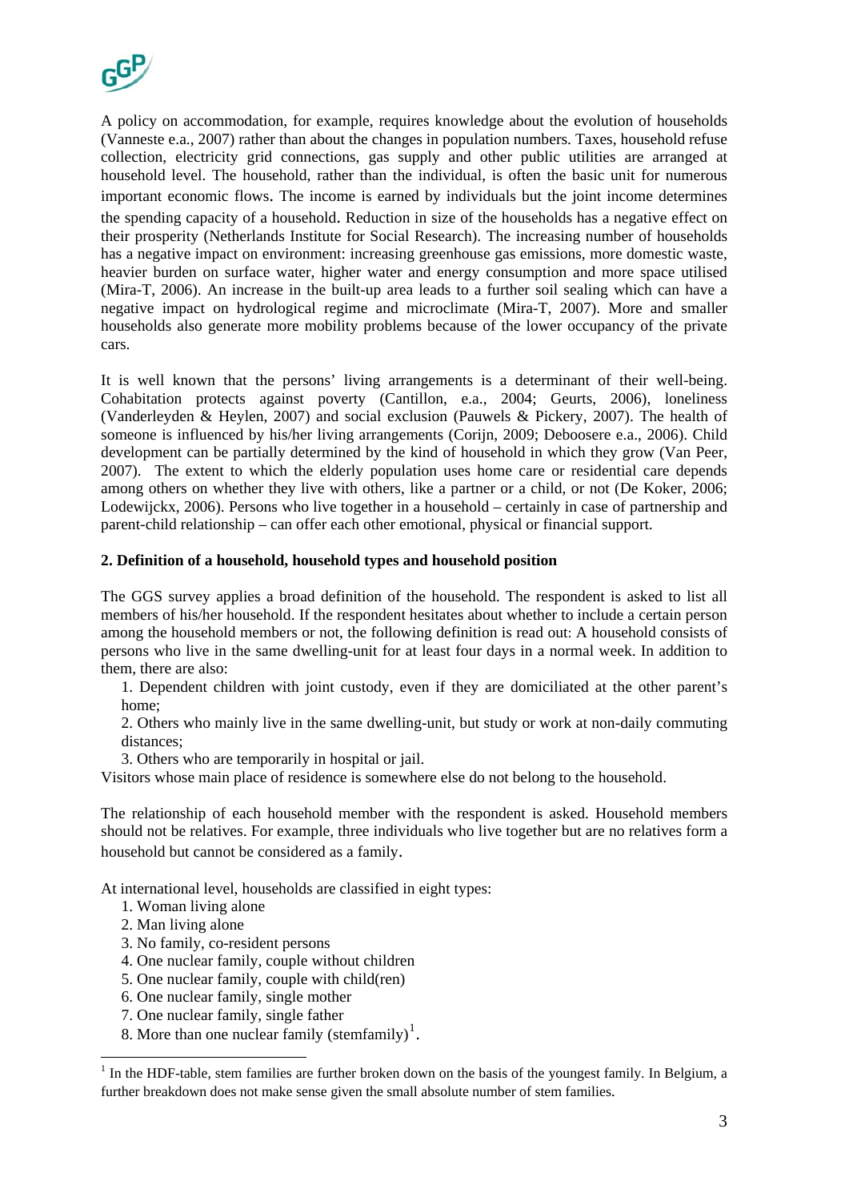A policy on accommodation, for example, requires knowledge about the evolution of households (Vanneste e.a., 2007) rather than about the changes in population numbers. Taxes, household refuse collection, electricity grid connections, gas supply and other public utilities are arranged at household level. The household, rather than the individual, is often the basic unit for numerous important economic flows. The income is earned by individuals but the joint income determines the spending capacity of a household. Reduction in size of the households has a negative effect on their prosperity (Netherlands Institute for Social Research). The increasing number of households has a negative impact on environment: increasing greenhouse gas emissions, more domestic waste, heavier burden on surface water, higher water and energy consumption and more space utilised (Mira-T, 2006). An increase in the built-up area leads to a further soil sealing which can have a negative impact on hydrological regime and microclimate (Mira-T, 2007). More and smaller households also generate more mobility problems because of the lower occupancy of the private cars.

It is well known that the persons' living arrangements is a determinant of their well-being. Cohabitation protects against poverty (Cantillon, e.a., 2004; Geurts, 2006), loneliness (Vanderleyden & Heylen, 2007) and social exclusion (Pauwels & Pickery, 2007). The health of someone is influenced by his/her living arrangements (Corijn, 2009; Deboosere e.a., 2006). Child development can be partially determined by the kind of household in which they grow (Van Peer, 2007). The extent to which the elderly population uses home care or residential care depends among others on whether they live with others, like a partner or a child, or not (De Koker, 2006; Lodewijckx, 2006). Persons who live together in a household – certainly in case of partnership and parent-child relationship – can offer each other emotional, physical or financial support.

## 2. Definition of a household, household types and household position

The GGS survey applies a broad definition of the household. The respondent is asked to list all members of his/her household. If the respondent hesitates about whether to include a certain person among the household members or not, the following definition is read out: A household consists of persons who live in the same dwelling-unit for at least four days in a normal week. In addition to them, there are also:

1. Dependent children with joint custody, even if they are domiciliated at the other parent's home;
2. Others who mainly live in the same dwelling-unit, but study or work at non-daily commuting distances;
3. Others who are temporarily in hospital or jail.

Visitors whose main place of residence is somewhere else do not belong to the household.

The relationship of each household member with the respondent is asked. Household members should not be relatives. For example, three individuals who live together but are no relatives form a household but cannot be considered as a family.

At international level, households are classified in eight types:

1. Woman living alone
2. Man living alone
3. No family, co-resident persons
4. One nuclear family, couple without children
5. One nuclear family, couple with child(ren)
6. One nuclear family, single mother
7. One nuclear family, single father
8. More than one nuclear family (stemfamily)[1].

[1] In the HDF-table, stem families are further broken down on the basis of the youngest family. In Belgium, a further breakdown does not make sense given the small absolute number of stem families.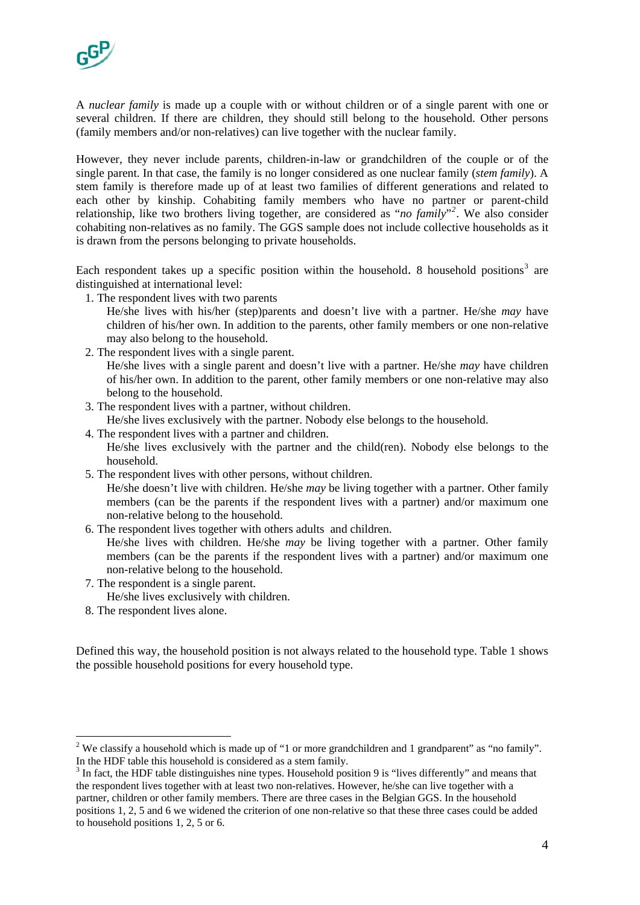A *nuclear family* is made up a couple with or without children or of a single parent with one or several children. If there are children, they should still belong to the household. Other persons (family members and/or non-relatives) can live together with the nuclear family.

However, they never include parents, children-in-law or grandchildren of the couple or of the single parent. In that case, the family is no longer considered as one nuclear family (*stem family*). A stem family is therefore made up of at least two families of different generations and related to each other by kinship. Cohabiting family members who have no partner or parent-child relationship, like two brothers living together, are considered as "*no family*"[2]. We also consider cohabiting non-relatives as no family. The GGS sample does not include collective households as it is drawn from the persons belonging to private households.

Each respondent takes up a specific position within the household. 8 household positions[3] are distinguished at international level:

1. The respondent lives with two parents
   He/she lives with his/her (step)parents and doesn't live with a partner. He/she *may* have children of his/her own. In addition to the parents, other family members or one non-relative may also belong to the household.
2. The respondent lives with a single parent.
   He/she lives with a single parent and doesn't live with a partner. He/she *may* have children of his/her own. In addition to the parent, other family members or one non-relative may also belong to the household.
3. The respondent lives with a partner, without children.
   He/she lives exclusively with the partner. Nobody else belongs to the household.
4. The respondent lives with a partner and children.
   He/she lives exclusively with the partner and the child(ren). Nobody else belongs to the household.
5. The respondent lives with other persons, without children.
   He/she doesn't live with children. He/she *may* be living together with a partner. Other family members (can be the parents if the respondent lives with a partner) and/or maximum one non-relative belong to the household.
6. The respondent lives together with others adults and children.
   He/she lives with children. He/she *may* be living together with a partner. Other family members (can be the parents if the respondent lives with a partner) and/or maximum one non-relative belong to the household.
7. The respondent is a single parent.
   He/she lives exclusively with children.
8. The respondent lives alone.

Defined this way, the household position is not always related to the household type. Table 1 shows the possible household positions for every household type.

---

[2] We classify a household which is made up of "1 or more grandchildren and 1 grandparent" as "no family". In the HDF table this household is considered as a stem family.

[3] In fact, the HDF table distinguishes nine types. Household position 9 is "lives differently" and means that the respondent lives together with at least two non-relatives. However, he/she can live together with a partner, children or other family members. There are three cases in the Belgian GGS. In the household positions 1, 2, 5 and 6 we widened the criterion of one non-relative so that these three cases could be added to household positions 1, 2, 5 or 6.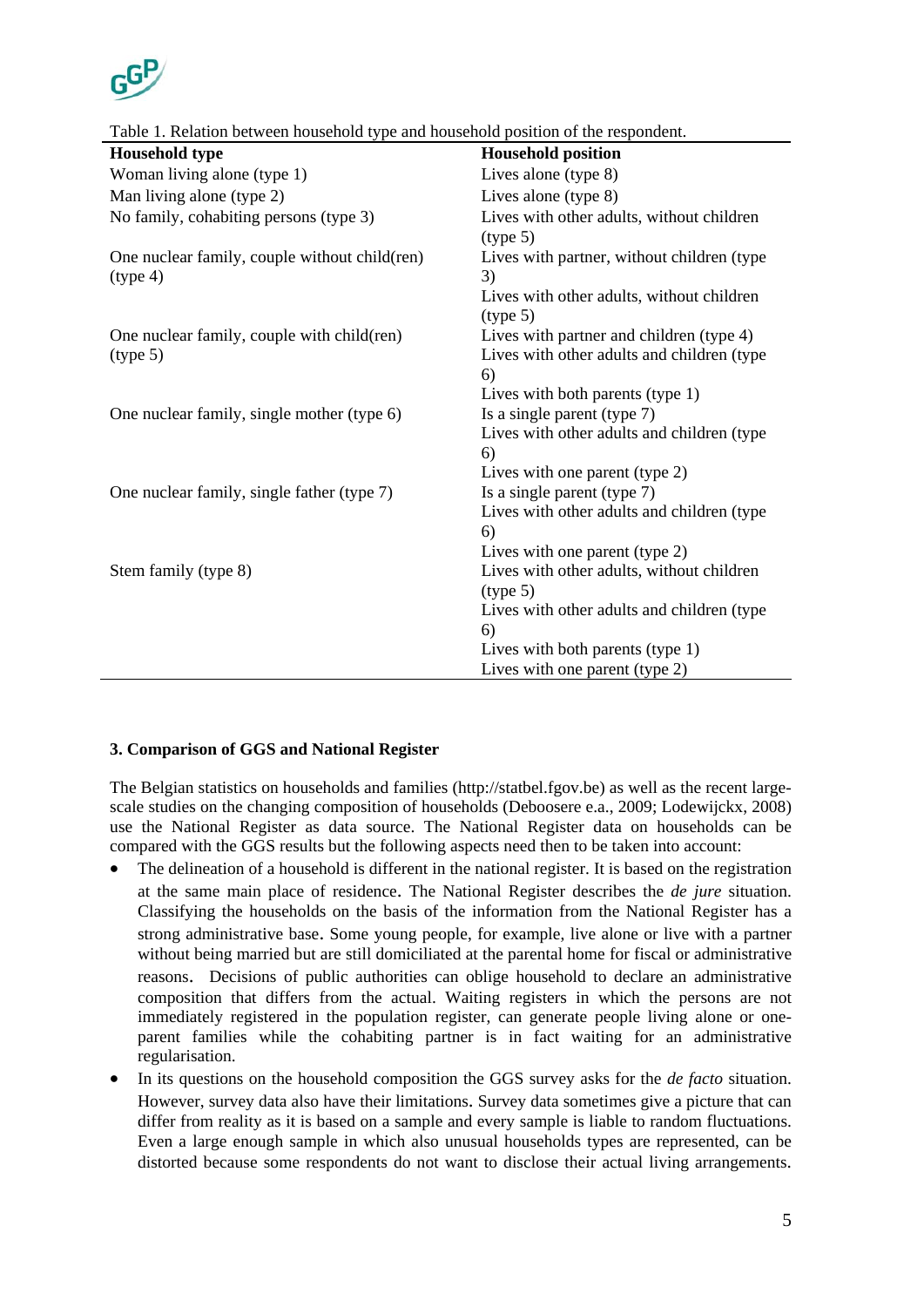Table 1. Relation between household type and household position of the respondent.

| Household type | Household position |
|---|---|
| Woman living alone (type 1) | Lives alone (type 8) |
| Man living alone (type 2) | Lives alone (type 8) |
| No family, cohabiting persons (type 3) | Lives with other adults, without children (type 5) |
| One nuclear family, couple without child(ren) (type 4) | Lives with partner, without children (type 3) |
| | Lives with other adults, without children (type 5) |
| One nuclear family, couple with child(ren) (type 5) | Lives with partner and children (type 4) |
| | Lives with other adults and children (type 6) |
| | Lives with both parents (type 1) |
| One nuclear family, single mother (type 6) | Is a single parent (type 7) |
| | Lives with other adults and children (type 6) |
| | Lives with one parent (type 2) |
| One nuclear family, single father (type 7) | Is a single parent (type 7) |
| | Lives with other adults and children (type 6) |
| | Lives with one parent (type 2) |
| Stem family (type 8) | Lives with other adults, without children (type 5) |
| | Lives with other adults and children (type 6) |
| | Lives with both parents (type 1) |
| | Lives with one parent (type 2) |

### 3. Comparison of GGS and National Register

The Belgian statistics on households and families (http://statbel.fgov.be) as well as the recent large-scale studies on the changing composition of households (Deboosere e.a., 2009; Lodewijckx, 2008) use the National Register as data source. The National Register data on households can be compared with the GGS results but the following aspects need then to be taken into account:

- The delineation of a household is different in the national register. It is based on the registration at the same main place of residence. The National Register describes the *de jure* situation. Classifying the households on the basis of the information from the National Register has a strong administrative base. Some young people, for example, live alone or live with a partner without being married but are still domiciliated at the parental home for fiscal or administrative reasons. Decisions of public authorities can oblige household to declare an administrative composition that differs from the actual. Waiting registers in which the persons are not immediately registered in the population register, can generate people living alone or one-parent families while the cohabiting partner is in fact waiting for an administrative regularisation.
- In its questions on the household composition the GGS survey asks for the *de facto* situation. However, survey data also have their limitations. Survey data sometimes give a picture that can differ from reality as it is based on a sample and every sample is liable to random fluctuations. Even a large enough sample in which also unusual households types are represented, can be distorted because some respondents do not want to disclose their actual living arrangements.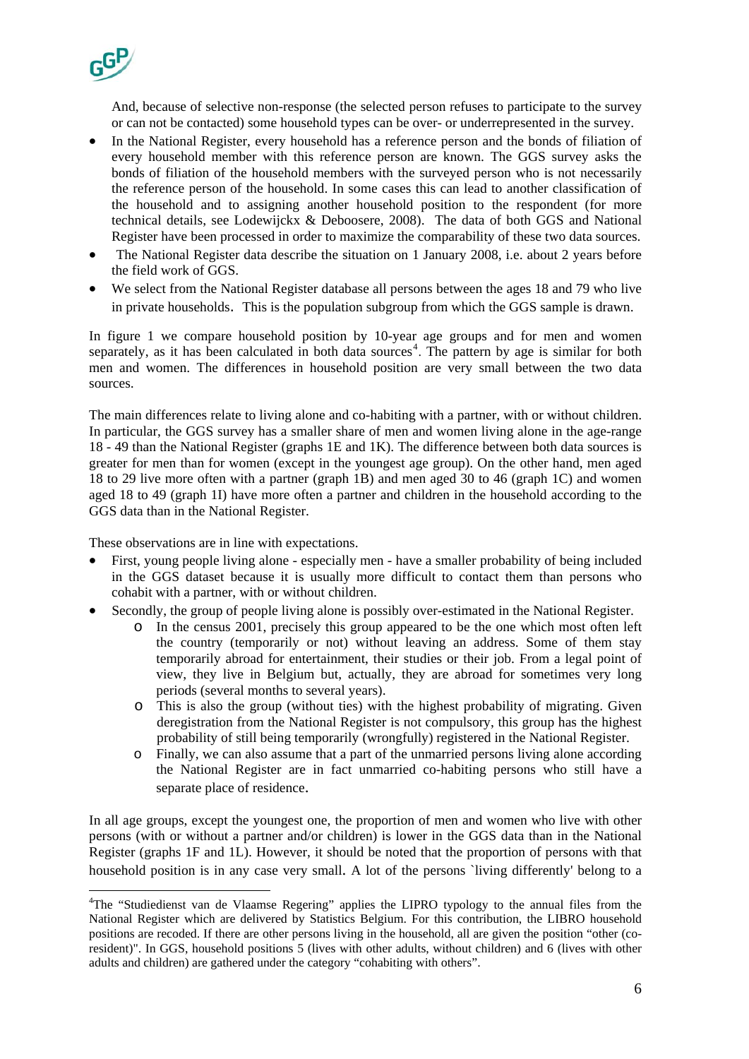And, because of selective non-response (the selected person refuses to participate to the survey or can not be contacted) some household types can be over- or underrepresented in the survey.

- In the National Register, every household has a reference person and the bonds of filiation of every household member with this reference person are known. The GGS survey asks the bonds of filiation of the household members with the surveyed person who is not necessarily the reference person of the household. In some cases this can lead to another classification of the household and to assigning another household position to the respondent (for more technical details, see Lodewijckx & Deboosere, 2008). The data of both GGS and National Register have been processed in order to maximize the comparability of these two data sources.
- The National Register data describe the situation on 1 January 2008, i.e. about 2 years before the field work of GGS.
- We select from the National Register database all persons between the ages 18 and 79 who live in private households. This is the population subgroup from which the GGS sample is drawn.

In figure 1 we compare household position by 10-year age groups and for men and women separately, as it has been calculated in both data sources[4]. The pattern by age is similar for both men and women. The differences in household position are very small between the two data sources.

The main differences relate to living alone and co-habiting with a partner, with or without children. In particular, the GGS survey has a smaller share of men and women living alone in the age-range 18 - 49 than the National Register (graphs 1E and 1K). The difference between both data sources is greater for men than for women (except in the youngest age group). On the other hand, men aged 18 to 29 live more often with a partner (graph 1B) and men aged 30 to 46 (graph 1C) and women aged 18 to 49 (graph 1I) have more often a partner and children in the household according to the GGS data than in the National Register.

These observations are in line with expectations.

- First, young people living alone - especially men - have a smaller probability of being included in the GGS dataset because it is usually more difficult to contact them than persons who cohabit with a partner, with or without children.
- Secondly, the group of people living alone is possibly over-estimated in the National Register.
  - In the census 2001, precisely this group appeared to be the one which most often left the country (temporarily or not) without leaving an address. Some of them stay temporarily abroad for entertainment, their studies or their job. From a legal point of view, they live in Belgium but, actually, they are abroad for sometimes very long periods (several months to several years).
  - This is also the group (without ties) with the highest probability of migrating. Given deregistration from the National Register is not compulsory, this group has the highest probability of still being temporarily (wrongfully) registered in the National Register.
  - Finally, we can also assume that a part of the unmarried persons living alone according the National Register are in fact unmarried co-habiting persons who still have a separate place of residence.

In all age groups, except the youngest one, the proportion of men and women who live with other persons (with or without a partner and/or children) is lower in the GGS data than in the National Register (graphs 1F and 1L). However, it should be noted that the proportion of persons with that household position is in any case very small. A lot of the persons `living differently' belong to a

[4]The "Studiedienst van de Vlaamse Regering" applies the LIPRO typology to the annual files from the National Register which are delivered by Statistics Belgium. For this contribution, the LIBRO household positions are recoded. If there are other persons living in the household, all are given the position "other (co-resident)". In GGS, household positions 5 (lives with other adults, without children) and 6 (lives with other adults and children) are gathered under the category "cohabiting with others".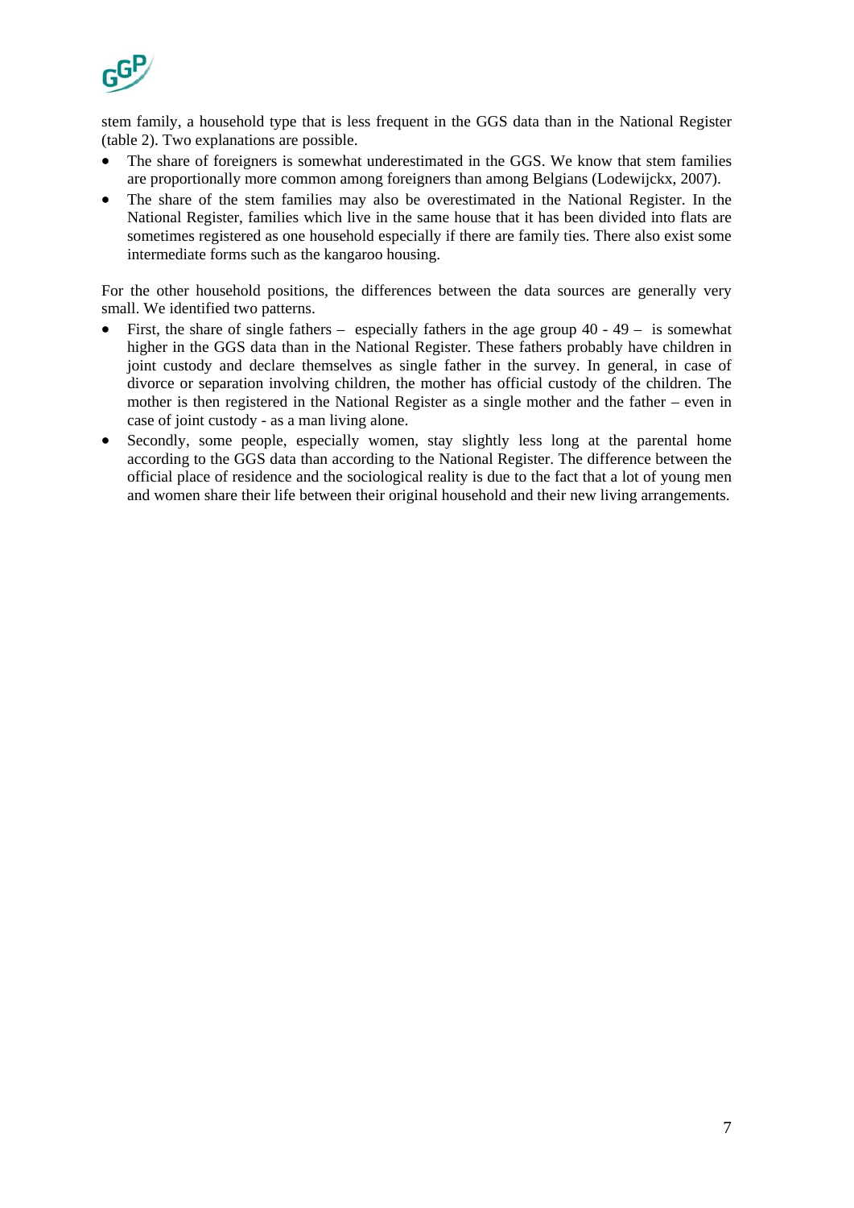stem family, a household type that is less frequent in the GGS data than in the National Register (table 2). Two explanations are possible.

- The share of foreigners is somewhat underestimated in the GGS. We know that stem families are proportionally more common among foreigners than among Belgians (Lodewijckx, 2007).
- The share of the stem families may also be overestimated in the National Register. In the National Register, families which live in the same house that it has been divided into flats are sometimes registered as one household especially if there are family ties. There also exist some intermediate forms such as the kangaroo housing.

For the other household positions, the differences between the data sources are generally very small. We identified two patterns.

- First, the share of single fathers – especially fathers in the age group 40 - 49 – is somewhat higher in the GGS data than in the National Register. These fathers probably have children in joint custody and declare themselves as single father in the survey. In general, in case of divorce or separation involving children, the mother has official custody of the children. The mother is then registered in the National Register as a single mother and the father – even in case of joint custody - as a man living alone.
- Secondly, some people, especially women, stay slightly less long at the parental home according to the GGS data than according to the National Register. The difference between the official place of residence and the sociological reality is due to the fact that a lot of young men and women share their life between their original household and their new living arrangements.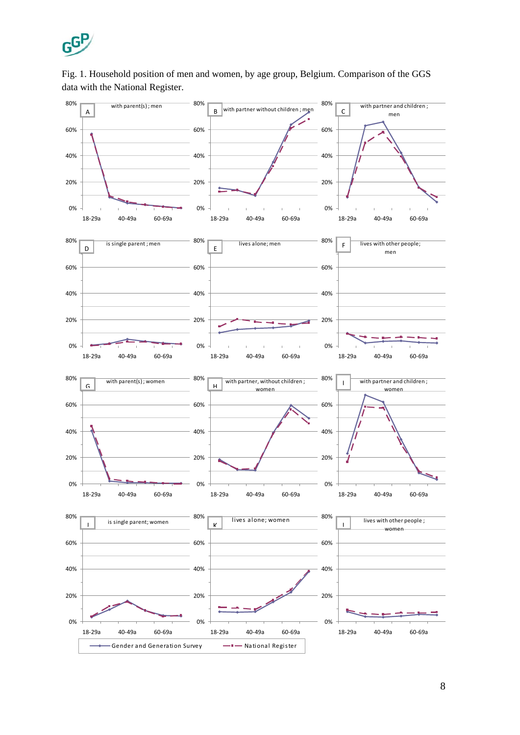Fig. 1. Household position of men and women, by age group, Belgium. Comparison of the GGS data with the National Register.

A — with parent(s) ; men
B — with partner without children ; men
C — with partner and children ; men
D — is single parent ; men
E — lives alone; men
F — lives with other people; men
G — with parent(s) ; women
H — with partner, without children ; women
I — with partner and children ; women
J — is single parent; women
K — lives alone; women
L — lives with other people ; women

Gender and Generation Survey — National Register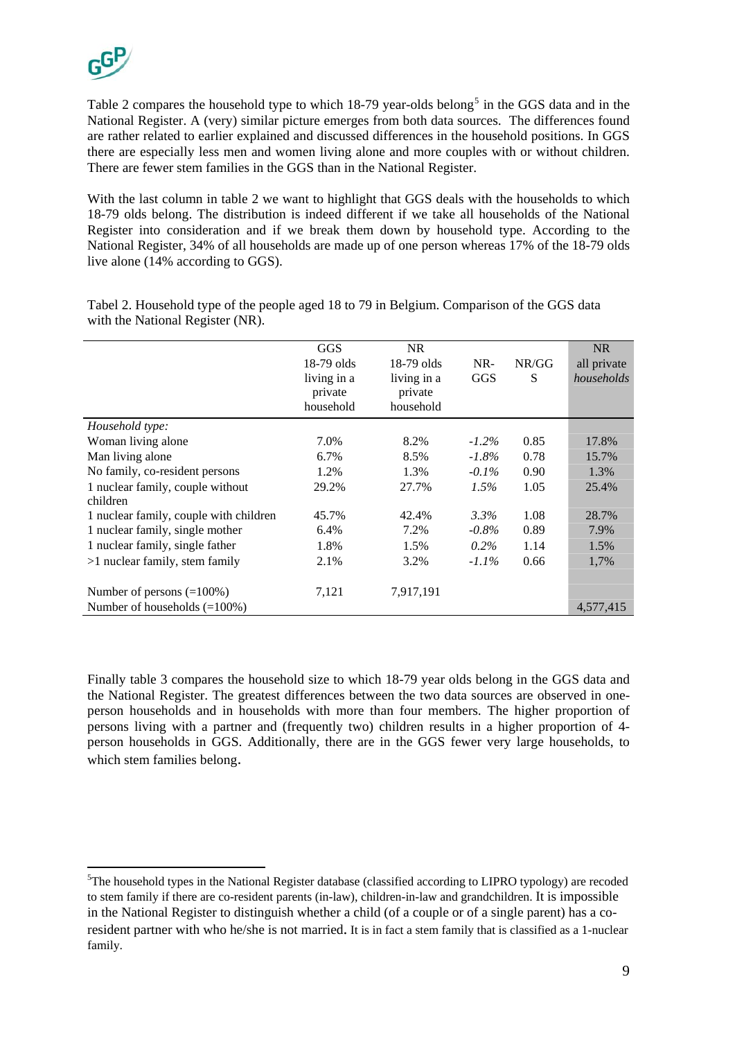Table 2 compares the household type to which 18-79 year-olds belong[5] in the GGS data and in the National Register. A (very) similar picture emerges from both data sources. The differences found are rather related to earlier explained and discussed differences in the household positions. In GGS there are especially less men and women living alone and more couples with or without children. There are fewer stem families in the GGS than in the National Register.

With the last column in table 2 we want to highlight that GGS deals with the households to which 18-79 olds belong. The distribution is indeed different if we take all households of the National Register into consideration and if we break them down by household type. According to the National Register, 34% of all households are made up of one person whereas 17% of the 18-79 olds live alone (14% according to GGS).

Tabel 2. Household type of the people aged 18 to 79 in Belgium. Comparison of the GGS data with the National Register (NR).

| | GGS 18-79 olds living in a private household | NR 18-79 olds living in a private household | NR-GGS | NR/GGS | NR all private *households* |
|---|---|---|---|---|---|
| *Household type:* | | | | | |
| Woman living alone | 7.0% | 8.2% | *-1.2%* | 0.85 | 17.8% |
| Man living alone | 6.7% | 8.5% | *-1.8%* | 0.78 | 15.7% |
| No family, co-resident persons | 1.2% | 1.3% | *-0.1%* | 0.90 | 1.3% |
| 1 nuclear family, couple without children | 29.2% | 27.7% | *1.5%* | 1.05 | 25.4% |
| 1 nuclear family, couple with children | 45.7% | 42.4% | *3.3%* | 1.08 | 28.7% |
| 1 nuclear family, single mother | 6.4% | 7.2% | *-0.8%* | 0.89 | 7.9% |
| 1 nuclear family, single father | 1.8% | 1.5% | *0.2%* | 1.14 | 1.5% |
| >1 nuclear family, stem family | 2.1% | 3.2% | *-1.1%* | 0.66 | 1,7% |
| | | | | | |
| Number of persons (=100%) | 7,121 | 7,917,191 | | | |
| Number of households (=100%) | | | | | 4,577,415 |

Finally table 3 compares the household size to which 18-79 year olds belong in the GGS data and the National Register. The greatest differences between the two data sources are observed in one-person households and in households with more than four members. The higher proportion of persons living with a partner and (frequently two) children results in a higher proportion of 4-person households in GGS. Additionally, there are in the GGS fewer very large households, to which stem families belong.

[5]The household types in the National Register database (classified according to LIPRO typology) are recoded to stem family if there are co-resident parents (in-law), children-in-law and grandchildren. It is impossible in the National Register to distinguish whether a child (of a couple or of a single parent) has a co-resident partner with who he/she is not married. It is in fact a stem family that is classified as a 1-nuclear family.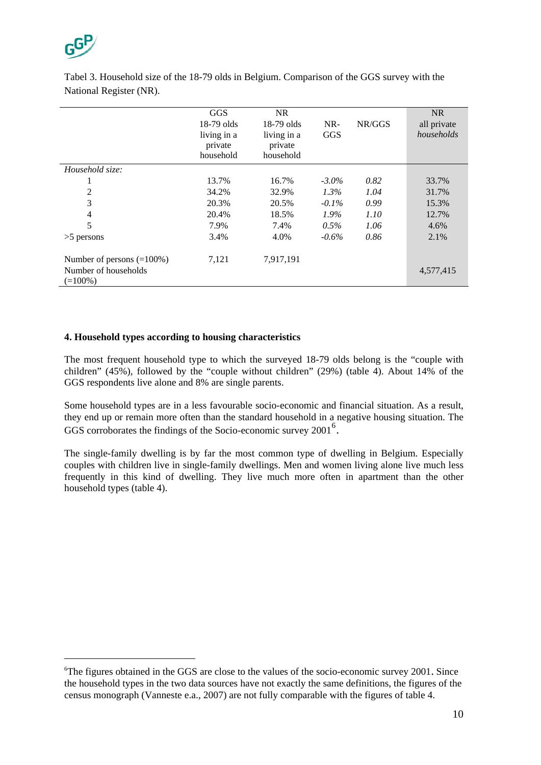Tabel 3. Household size of the 18-79 olds in Belgium. Comparison of the GGS survey with the National Register (NR).

| | GGS 18-79 olds living in a private household | NR 18-79 olds living in a private household | NR-GGS | NR/GGS | NR all private *households* |
|---|---|---|---|---|---|
| *Household size:* | | | | | |
| 1 | 13.7% | 16.7% | *-3.0%* | *0.82* | 33.7% |
| 2 | 34.2% | 32.9% | *1.3%* | *1.04* | 31.7% |
| 3 | 20.3% | 20.5% | *-0.1%* | *0.99* | 15.3% |
| 4 | 20.4% | 18.5% | *1.9%* | *1.10* | 12.7% |
| 5 | 7.9% | 7.4% | *0.5%* | *1.06* | 4.6% |
| >5 persons | 3.4% | 4.0% | *-0.6%* | *0.86* | 2.1% |
| Number of persons (=100%) | 7,121 | 7,917,191 | | | |
| Number of households (=100%) | | | | | 4,577,415 |

**4. Household types according to housing characteristics**

The most frequent household type to which the surveyed 18-79 olds belong is the "couple with children" (45%), followed by the "couple without children" (29%) (table 4). About 14% of the GGS respondents live alone and 8% are single parents.

Some household types are in a less favourable socio-economic and financial situation. As a result, they end up or remain more often than the standard household in a negative housing situation. The GGS corroborates the findings of the Socio-economic survey 2001[6].

The single-family dwelling is by far the most common type of dwelling in Belgium. Especially couples with children live in single-family dwellings. Men and women living alone live much less frequently in this kind of dwelling. They live much more often in apartment than the other household types (table 4).

[6]The figures obtained in the GGS are close to the values of the socio-economic survey 2001. Since the household types in the two data sources have not exactly the same definitions, the figures of the census monograph (Vanneste e.a., 2007) are not fully comparable with the figures of table 4.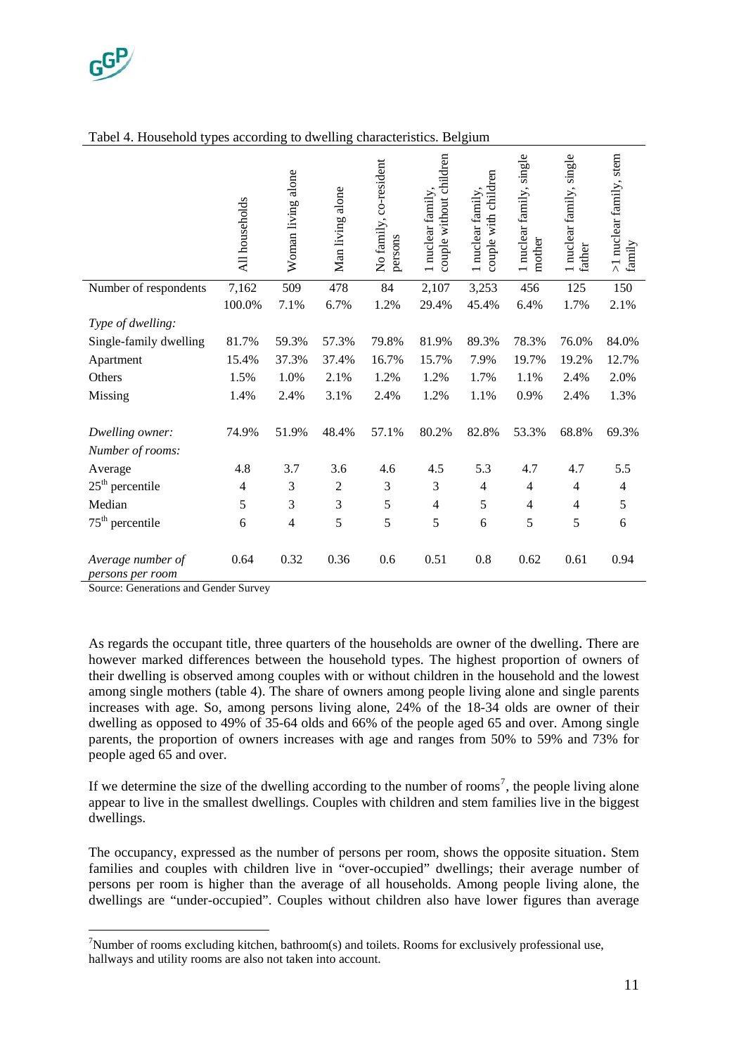Tabel 4. Household types according to dwelling characteristics. Belgium

| | All households | Woman living alone | Man living alone | No family, co-resident persons | 1 nuclear family, couple without children | 1 nuclear family, couple with children | 1 nuclear family, single mother | 1 nuclear family, single father | >1 nuclear family, stem family |
|---|---|---|---|---|---|---|---|---|---|
| Number of respondents | 7,162 | 509 | 478 | 84 | 2,107 | 3,253 | 456 | 125 | 150 |
| | 100.0% | 7.1% | 6.7% | 1.2% | 29.4% | 45.4% | 6.4% | 1.7% | 2.1% |
| *Type of dwelling:* | | | | | | | | | |
| Single-family dwelling | 81.7% | 59.3% | 57.3% | 79.8% | 81.9% | 89.3% | 78.3% | 76.0% | 84.0% |
| Apartment | 15.4% | 37.3% | 37.4% | 16.7% | 15.7% | 7.9% | 19.7% | 19.2% | 12.7% |
| Others | 1.5% | 1.0% | 2.1% | 1.2% | 1.2% | 1.7% | 1.1% | 2.4% | 2.0% |
| Missing | 1.4% | 2.4% | 3.1% | 2.4% | 1.2% | 1.1% | 0.9% | 2.4% | 1.3% |
| *Dwelling owner:* | 74.9% | 51.9% | 48.4% | 57.1% | 80.2% | 82.8% | 53.3% | 68.8% | 69.3% |
| *Number of rooms:* | | | | | | | | | |
| Average | 4.8 | 3.7 | 3.6 | 4.6 | 4.5 | 5.3 | 4.7 | 4.7 | 5.5 |
| 25th percentile | 4 | 3 | 2 | 3 | 3 | 4 | 4 | 4 | 4 |
| Median | 5 | 3 | 3 | 5 | 4 | 5 | 4 | 4 | 5 |
| 75th percentile | 6 | 4 | 5 | 5 | 5 | 6 | 5 | 5 | 6 |
| *Average number of persons per room* | 0.64 | 0.32 | 0.36 | 0.6 | 0.51 | 0.8 | 0.62 | 0.61 | 0.94 |

Source: Generations and Gender Survey

As regards the occupant title, three quarters of the households are owner of the dwelling. There are however marked differences between the household types. The highest proportion of owners of their dwelling is observed among couples with or without children in the household and the lowest among single mothers (table 4). The share of owners among people living alone and single parents increases with age. So, among persons living alone, 24% of the 18-34 olds are owner of their dwelling as opposed to 49% of 35-64 olds and 66% of the people aged 65 and over. Among single parents, the proportion of owners increases with age and ranges from 50% to 59% and 73% for people aged 65 and over.

If we determine the size of the dwelling according to the number of rooms[7], the people living alone appear to live in the smallest dwellings. Couples with children and stem families live in the biggest dwellings.

The occupancy, expressed as the number of persons per room, shows the opposite situation. Stem families and couples with children live in "over-occupied" dwellings; their average number of persons per room is higher than the average of all households. Among people living alone, the dwellings are "under-occupied". Couples without children also have lower figures than average

[7] Number of rooms excluding kitchen, bathroom(s) and toilets. Rooms for exclusively professional use, hallways and utility rooms are also not taken into account.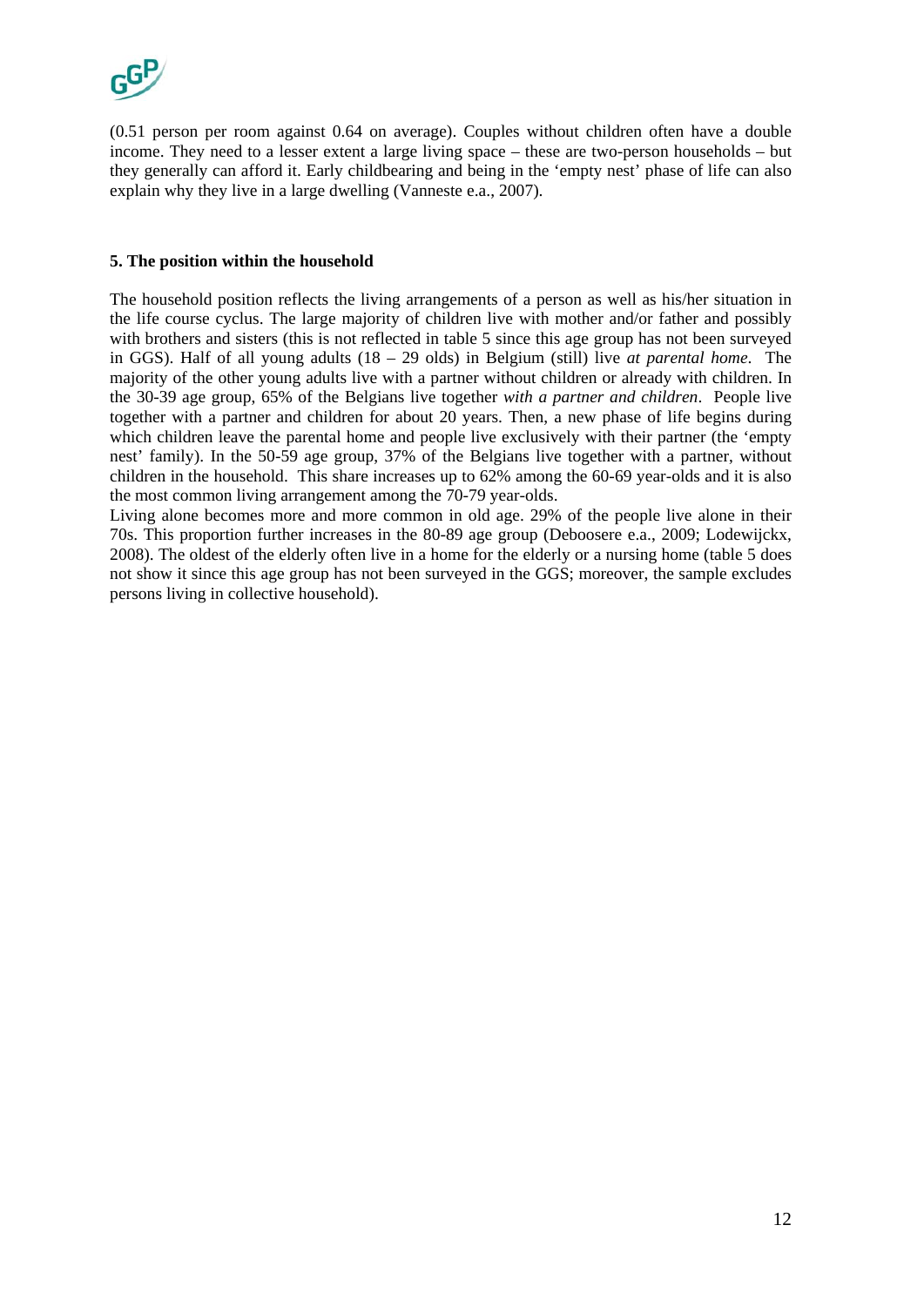(0.51 person per room against 0.64 on average). Couples without children often have a double income. They need to a lesser extent a large living space – these are two-person households – but they generally can afford it. Early childbearing and being in the 'empty nest' phase of life can also explain why they live in a large dwelling (Vanneste e.a., 2007).

**5. The position within the household**

The household position reflects the living arrangements of a person as well as his/her situation in the life course cyclus. The large majority of children live with mother and/or father and possibly with brothers and sisters (this is not reflected in table 5 since this age group has not been surveyed in GGS). Half of all young adults (18 – 29 olds) in Belgium (still) live *at parental home*. The majority of the other young adults live with a partner without children or already with children. In the 30-39 age group, 65% of the Belgians live together *with a partner and children*. People live together with a partner and children for about 20 years. Then, a new phase of life begins during which children leave the parental home and people live exclusively with their partner (the 'empty nest' family). In the 50-59 age group, 37% of the Belgians live together with a partner, without children in the household. This share increases up to 62% among the 60-69 year-olds and it is also the most common living arrangement among the 70-79 year-olds.

Living alone becomes more and more common in old age. 29% of the people live alone in their 70s. This proportion further increases in the 80-89 age group (Deboosere e.a., 2009; Lodewijckx, 2008). The oldest of the elderly often live in a home for the elderly or a nursing home (table 5 does not show it since this age group has not been surveyed in the GGS; moreover, the sample excludes persons living in collective household).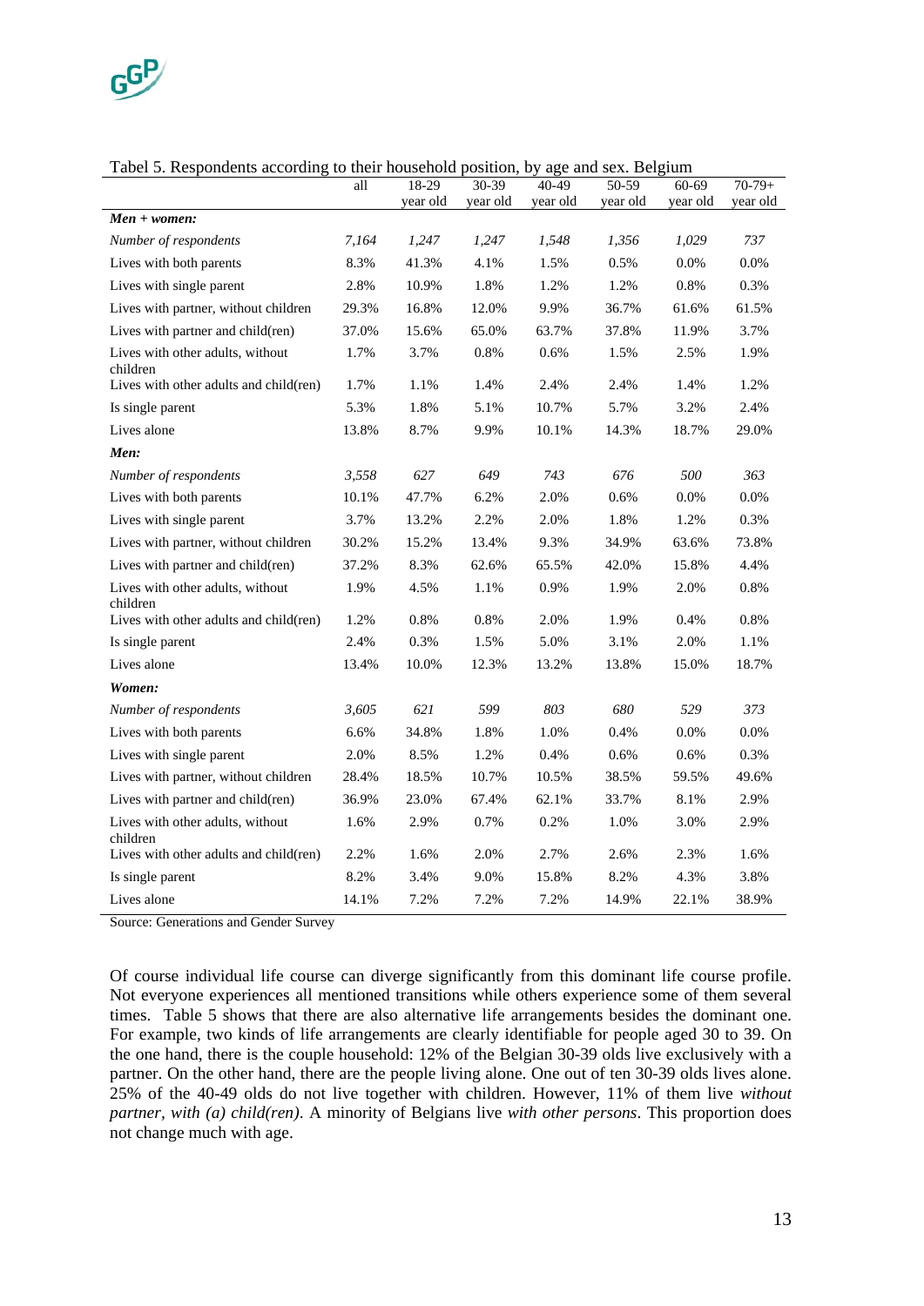Tabel 5. Respondents according to their household position, by age and sex. Belgium

| | all | 18-29 year old | 30-39 year old | 40-49 year old | 50-59 year old | 60-69 year old | 70-79+ year old |
|---|---|---|---|---|---|---|---|
| ***Men + women:*** | | | | | | | |
| *Number of respondents* | *7,164* | *1,247* | *1,247* | *1,548* | *1,356* | *1,029* | *737* |
| Lives with both parents | 8.3% | 41.3% | 4.1% | 1.5% | 0.5% | 0.0% | 0.0% |
| Lives with single parent | 2.8% | 10.9% | 1.8% | 1.2% | 1.2% | 0.8% | 0.3% |
| Lives with partner, without children | 29.3% | 16.8% | 12.0% | 9.9% | 36.7% | 61.6% | 61.5% |
| Lives with partner and child(ren) | 37.0% | 15.6% | 65.0% | 63.7% | 37.8% | 11.9% | 3.7% |
| Lives with other adults, without children | 1.7% | 3.7% | 0.8% | 0.6% | 1.5% | 2.5% | 1.9% |
| Lives with other adults and child(ren) | 1.7% | 1.1% | 1.4% | 2.4% | 2.4% | 1.4% | 1.2% |
| Is single parent | 5.3% | 1.8% | 5.1% | 10.7% | 5.7% | 3.2% | 2.4% |
| Lives alone | 13.8% | 8.7% | 9.9% | 10.1% | 14.3% | 18.7% | 29.0% |
| ***Men:*** | | | | | | | |
| *Number of respondents* | *3,558* | *627* | *649* | *743* | *676* | *500* | *363* |
| Lives with both parents | 10.1% | 47.7% | 6.2% | 2.0% | 0.6% | 0.0% | 0.0% |
| Lives with single parent | 3.7% | 13.2% | 2.2% | 2.0% | 1.8% | 1.2% | 0.3% |
| Lives with partner, without children | 30.2% | 15.2% | 13.4% | 9.3% | 34.9% | 63.6% | 73.8% |
| Lives with partner and child(ren) | 37.2% | 8.3% | 62.6% | 65.5% | 42.0% | 15.8% | 4.4% |
| Lives with other adults, without children | 1.9% | 4.5% | 1.1% | 0.9% | 1.9% | 2.0% | 0.8% |
| Lives with other adults and child(ren) | 1.2% | 0.8% | 0.8% | 2.0% | 1.9% | 0.4% | 0.8% |
| Is single parent | 2.4% | 0.3% | 1.5% | 5.0% | 3.1% | 2.0% | 1.1% |
| Lives alone | 13.4% | 10.0% | 12.3% | 13.2% | 13.8% | 15.0% | 18.7% |
| ***Women:*** | | | | | | | |
| *Number of respondents* | *3,605* | *621* | *599* | *803* | *680* | *529* | *373* |
| Lives with both parents | 6.6% | 34.8% | 1.8% | 1.0% | 0.4% | 0.0% | 0.0% |
| Lives with single parent | 2.0% | 8.5% | 1.2% | 0.4% | 0.6% | 0.6% | 0.3% |
| Lives with partner, without children | 28.4% | 18.5% | 10.7% | 10.5% | 38.5% | 59.5% | 49.6% |
| Lives with partner and child(ren) | 36.9% | 23.0% | 67.4% | 62.1% | 33.7% | 8.1% | 2.9% |
| Lives with other adults, without children | 1.6% | 2.9% | 0.7% | 0.2% | 1.0% | 3.0% | 2.9% |
| Lives with other adults and child(ren) | 2.2% | 1.6% | 2.0% | 2.7% | 2.6% | 2.3% | 1.6% |
| Is single parent | 8.2% | 3.4% | 9.0% | 15.8% | 8.2% | 4.3% | 3.8% |
| Lives alone | 14.1% | 7.2% | 7.2% | 7.2% | 14.9% | 22.1% | 38.9% |

Source: Generations and Gender Survey

Of course individual life course can diverge significantly from this dominant life course profile. Not everyone experiences all mentioned transitions while others experience some of them several times. Table 5 shows that there are also alternative life arrangements besides the dominant one. For example, two kinds of life arrangements are clearly identifiable for people aged 30 to 39. On the one hand, there is the couple household: 12% of the Belgian 30-39 olds live exclusively with a partner. On the other hand, there are the people living alone. One out of ten 30-39 olds lives alone. 25% of the 40-49 olds do not live together with children. However, 11% of them live *without partner, with (a) child(ren)*. A minority of Belgians live *with other persons*. This proportion does not change much with age.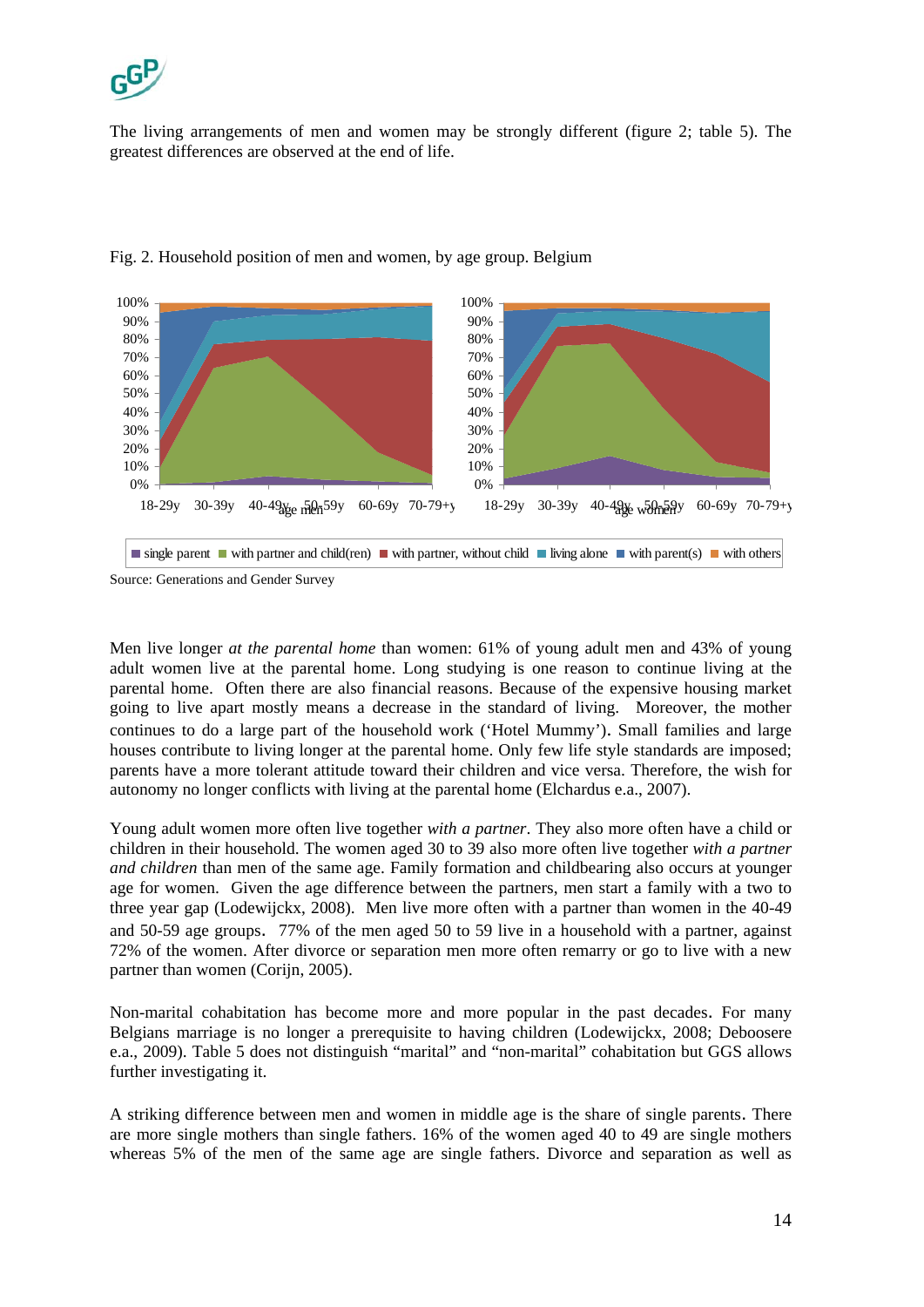The living arrangements of men and women may be strongly different (figure 2; table 5). The greatest differences are observed at the end of life.

Fig. 2. Household position of men and women, by age group. Belgium

Source: Generations and Gender Survey

Men live longer *at the parental home* than women: 61% of young adult men and 43% of young adult women live at the parental home. Long studying is one reason to continue living at the parental home. Often there are also financial reasons. Because of the expensive housing market going to live apart mostly means a decrease in the standard of living. Moreover, the mother continues to do a large part of the household work ('Hotel Mummy'). Small families and large houses contribute to living longer at the parental home. Only few life style standards are imposed; parents have a more tolerant attitude toward their children and vice versa. Therefore, the wish for autonomy no longer conflicts with living at the parental home (Elchardus e.a., 2007).

Young adult women more often live together *with a partner*. They also more often have a child or children in their household. The women aged 30 to 39 also more often live together *with a partner and children* than men of the same age. Family formation and childbearing also occurs at younger age for women. Given the age difference between the partners, men start a family with a two to three year gap (Lodewijckx, 2008). Men live more often with a partner than women in the 40-49 and 50-59 age groups. 77% of the men aged 50 to 59 live in a household with a partner, against 72% of the women. After divorce or separation men more often remarry or go to live with a new partner than women (Corijn, 2005).

Non-marital cohabitation has become more and more popular in the past decades. For many Belgians marriage is no longer a prerequisite to having children (Lodewijckx, 2008; Deboosere e.a., 2009). Table 5 does not distinguish "marital" and "non-marital" cohabitation but GGS allows further investigating it.

A striking difference between men and women in middle age is the share of single parents. There are more single mothers than single fathers. 16% of the women aged 40 to 49 are single mothers whereas 5% of the men of the same age are single fathers. Divorce and separation as well as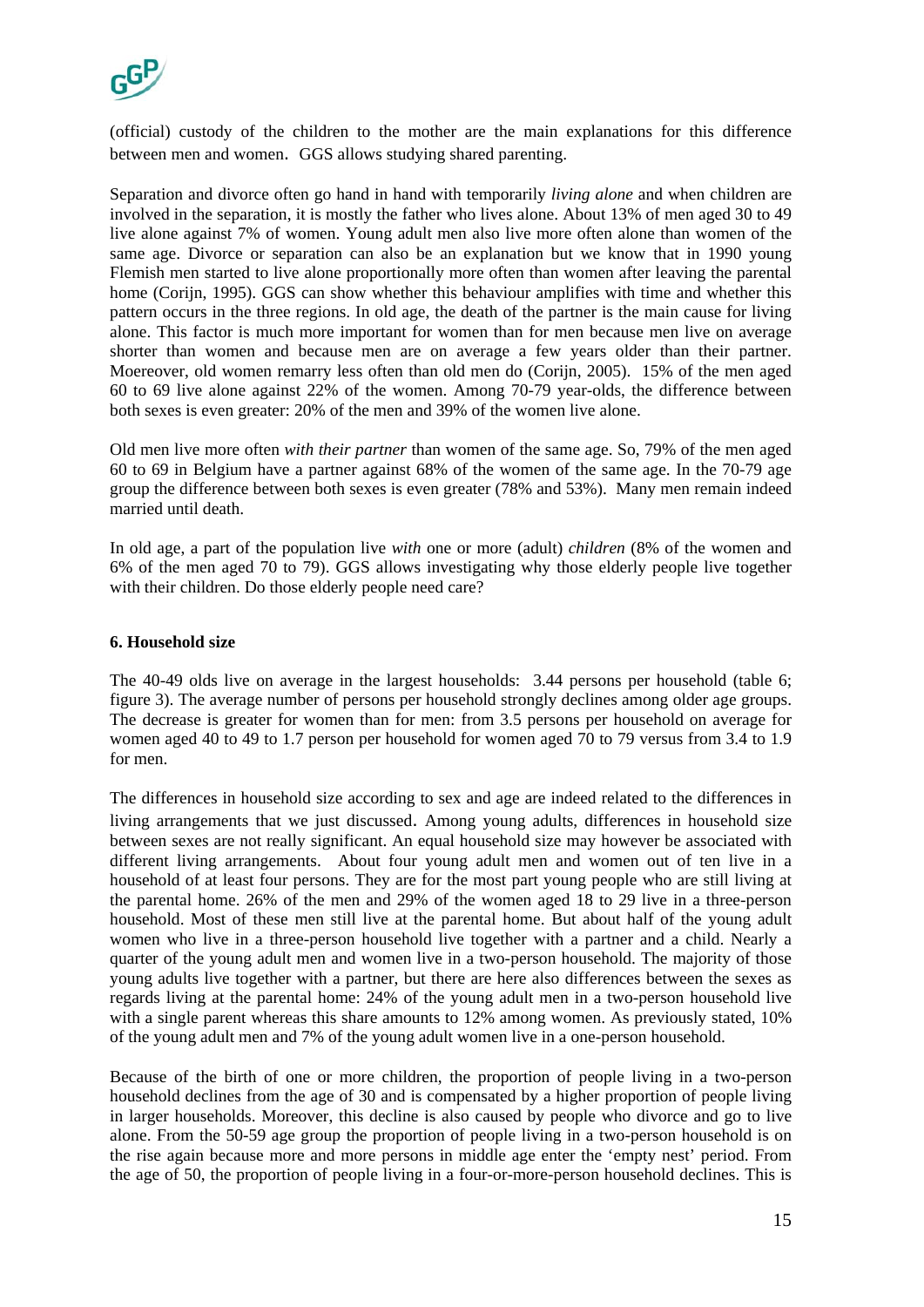(official) custody of the children to the mother are the main explanations for this difference between men and women. GGS allows studying shared parenting.

Separation and divorce often go hand in hand with temporarily *living alone* and when children are involved in the separation, it is mostly the father who lives alone. About 13% of men aged 30 to 49 live alone against 7% of women. Young adult men also live more often alone than women of the same age. Divorce or separation can also be an explanation but we know that in 1990 young Flemish men started to live alone proportionally more often than women after leaving the parental home (Corijn, 1995). GGS can show whether this behaviour amplifies with time and whether this pattern occurs in the three regions. In old age, the death of the partner is the main cause for living alone. This factor is much more important for women than for men because men live on average shorter than women and because men are on average a few years older than their partner. Moereover, old women remarry less often than old men do (Corijn, 2005). 15% of the men aged 60 to 69 live alone against 22% of the women. Among 70-79 year-olds, the difference between both sexes is even greater: 20% of the men and 39% of the women live alone.

Old men live more often *with their partner* than women of the same age. So, 79% of the men aged 60 to 69 in Belgium have a partner against 68% of the women of the same age. In the 70-79 age group the difference between both sexes is even greater (78% and 53%). Many men remain indeed married until death.

In old age, a part of the population live *with* one or more (adult) *children* (8% of the women and 6% of the men aged 70 to 79). GGS allows investigating why those elderly people live together with their children. Do those elderly people need care?

**6. Household size**

The 40-49 olds live on average in the largest households: 3.44 persons per household (table 6; figure 3). The average number of persons per household strongly declines among older age groups. The decrease is greater for women than for men: from 3.5 persons per household on average for women aged 40 to 49 to 1.7 person per household for women aged 70 to 79 versus from 3.4 to 1.9 for men.

The differences in household size according to sex and age are indeed related to the differences in living arrangements that we just discussed. Among young adults, differences in household size between sexes are not really significant. An equal household size may however be associated with different living arrangements. About four young adult men and women out of ten live in a household of at least four persons. They are for the most part young people who are still living at the parental home. 26% of the men and 29% of the women aged 18 to 29 live in a three-person household. Most of these men still live at the parental home. But about half of the young adult women who live in a three-person household live together with a partner and a child. Nearly a quarter of the young adult men and women live in a two-person household. The majority of those young adults live together with a partner, but there are also differences between the sexes as regards living at the parental home: 24% of the young adult men in a two-person household live with a single parent whereas this share amounts to 12% among women. As previously stated, 10% of the young adult men and 7% of the young adult women live in a one-person household.

Because of the birth of one or more children, the proportion of people living in a two-person household declines from the age of 30 and is compensated by a higher proportion of people living in larger households. Moreover, this decline is also caused by people who divorce and go to live alone. From the 50-59 age group the proportion of people living in a two-person household is on the rise again because more and more persons in middle age enter the 'empty nest' period. From the age of 50, the proportion of people living in a four-or-more-person household declines. This is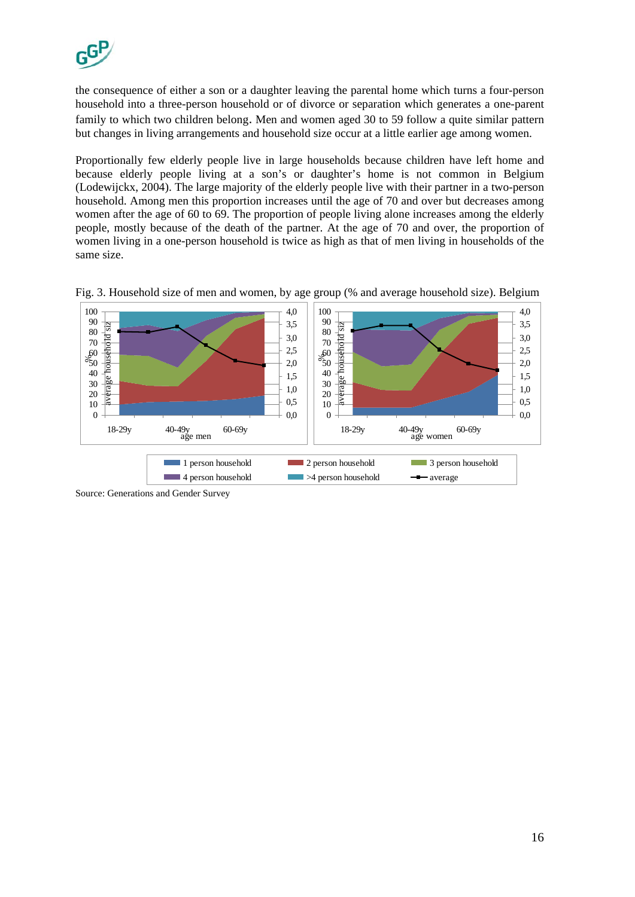the consequence of either a son or a daughter leaving the parental home which turns a four-person household into a three-person household or of divorce or separation which generates a one-parent family to which two children belong. Men and women aged 30 to 59 follow a quite similar pattern but changes in living arrangements and household size occur at a little earlier age among women.

Proportionally few elderly people live in large households because children have left home and because elderly people living at a son's or daughter's home is not common in Belgium (Lodewijckx, 2004). The large majority of the elderly people live with their partner in a two-person household. Among men this proportion increases until the age of 70 and over but decreases among women after the age of 60 to 69. The proportion of people living alone increases among the elderly people, mostly because of the death of the partner. At the age of 70 and over, the proportion of women living in a one-person household is twice as high as that of men living in households of the same size.

Fig. 3. Household size of men and women, by age group (% and average household size). Belgium

Source: Generations and Gender Survey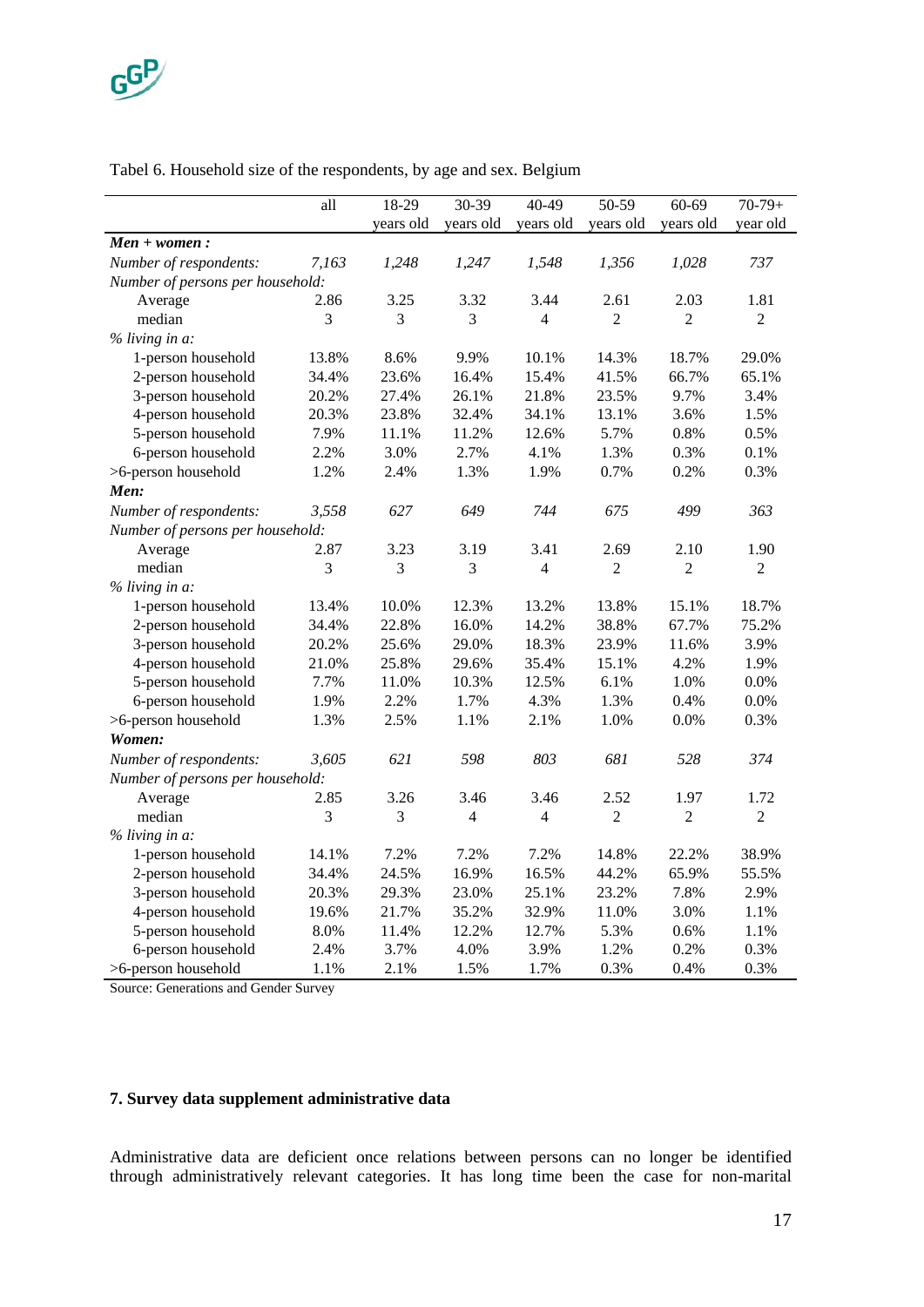Tabel 6. Household size of the respondents, by age and sex. Belgium

| | all | 18-29 years old | 30-39 years old | 40-49 years old | 50-59 years old | 60-69 years old | 70-79+ year old |
|---|---|---|---|---|---|---|---|
| ***Men + women :*** | | | | | | | |
| *Number of respondents:* | *7,163* | *1,248* | *1,247* | *1,548* | *1,356* | *1,028* | *737* |
| *Number of persons per household:* | | | | | | | |
| Average | 2.86 | 3.25 | 3.32 | 3.44 | 2.61 | 2.03 | 1.81 |
| median | 3 | 3 | 3 | 4 | 2 | 2 | 2 |
| *% living in a:* | | | | | | | |
| 1-person household | 13.8% | 8.6% | 9.9% | 10.1% | 14.3% | 18.7% | 29.0% |
| 2-person household | 34.4% | 23.6% | 16.4% | 15.4% | 41.5% | 66.7% | 65.1% |
| 3-person household | 20.2% | 27.4% | 26.1% | 21.8% | 23.5% | 9.7% | 3.4% |
| 4-person household | 20.3% | 23.8% | 32.4% | 34.1% | 13.1% | 3.6% | 1.5% |
| 5-person household | 7.9% | 11.1% | 11.2% | 12.6% | 5.7% | 0.8% | 0.5% |
| 6-person household | 2.2% | 3.0% | 2.7% | 4.1% | 1.3% | 0.3% | 0.1% |
| >6-person household | 1.2% | 2.4% | 1.3% | 1.9% | 0.7% | 0.2% | 0.3% |
| ***Men:*** | | | | | | | |
| *Number of respondents:* | *3,558* | *627* | *649* | *744* | *675* | *499* | *363* |
| *Number of persons per household:* | | | | | | | |
| Average | 2.87 | 3.23 | 3.19 | 3.41 | 2.69 | 2.10 | 1.90 |
| median | 3 | 3 | 3 | 4 | 2 | 2 | 2 |
| *% living in a:* | | | | | | | |
| 1-person household | 13.4% | 10.0% | 12.3% | 13.2% | 13.8% | 15.1% | 18.7% |
| 2-person household | 34.4% | 22.8% | 16.0% | 14.2% | 38.8% | 67.7% | 75.2% |
| 3-person household | 20.2% | 25.6% | 29.0% | 18.3% | 23.9% | 11.6% | 3.9% |
| 4-person household | 21.0% | 25.8% | 29.6% | 35.4% | 15.1% | 4.2% | 1.9% |
| 5-person household | 7.7% | 11.0% | 10.3% | 12.5% | 6.1% | 1.0% | 0.0% |
| 6-person household | 1.9% | 2.2% | 1.7% | 4.3% | 1.3% | 0.4% | 0.0% |
| >6-person household | 1.3% | 2.5% | 1.1% | 2.1% | 1.0% | 0.0% | 0.3% |
| ***Women:*** | | | | | | | |
| *Number of respondents:* | *3,605* | *621* | *598* | *803* | *681* | *528* | *374* |
| *Number of persons per household:* | | | | | | | |
| Average | 2.85 | 3.26 | 3.46 | 3.46 | 2.52 | 1.97 | 1.72 |
| median | 3 | 3 | 4 | 4 | 2 | 2 | 2 |
| *% living in a:* | | | | | | | |
| 1-person household | 14.1% | 7.2% | 7.2% | 7.2% | 14.8% | 22.2% | 38.9% |
| 2-person household | 34.4% | 24.5% | 16.9% | 16.5% | 44.2% | 65.9% | 55.5% |
| 3-person household | 20.3% | 29.3% | 23.0% | 25.1% | 23.2% | 7.8% | 2.9% |
| 4-person household | 19.6% | 21.7% | 35.2% | 32.9% | 11.0% | 3.0% | 1.1% |
| 5-person household | 8.0% | 11.4% | 12.2% | 12.7% | 5.3% | 0.6% | 1.1% |
| 6-person household | 2.4% | 3.7% | 4.0% | 3.9% | 1.2% | 0.2% | 0.3% |
| >6-person household | 1.1% | 2.1% | 1.5% | 1.7% | 0.3% | 0.4% | 0.3% |

Source: Generations and Gender Survey

## 7. Survey data supplement administrative data

Administrative data are deficient once relations between persons can no longer be identified through administratively relevant categories. It has long time been the case for non-marital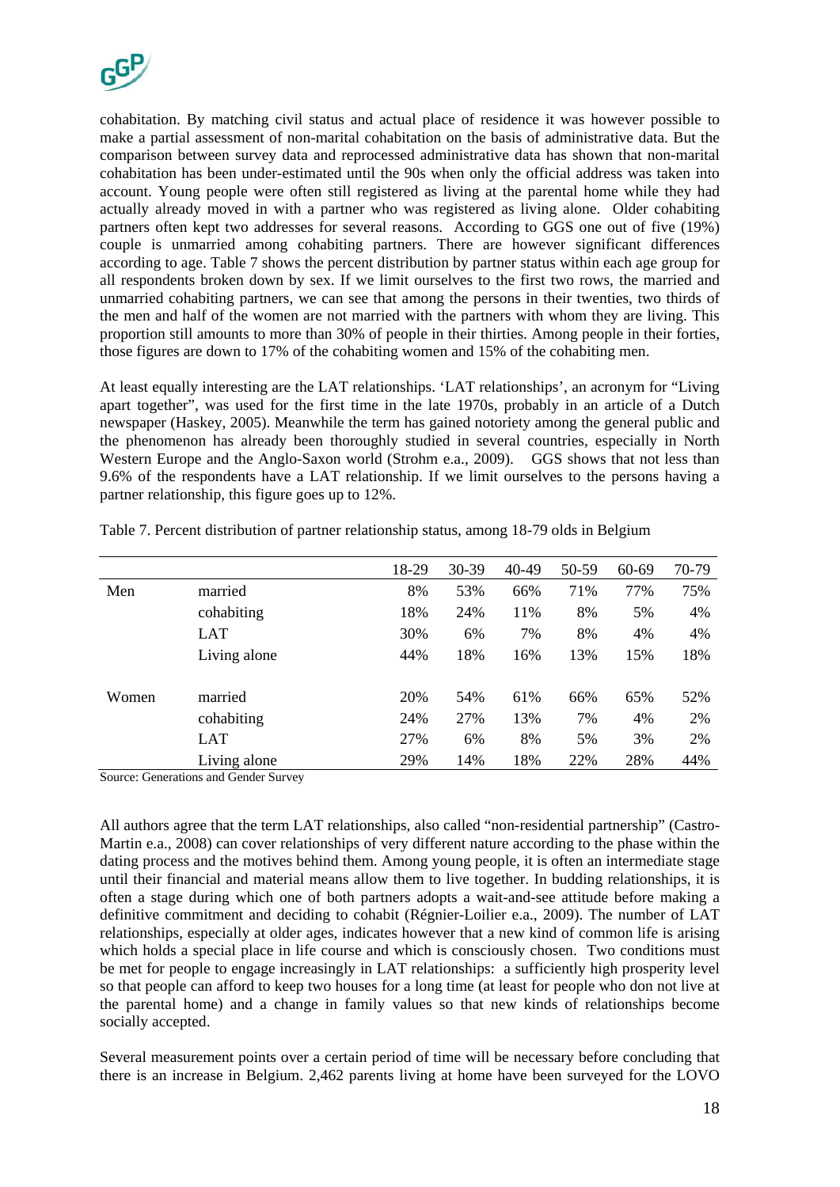cohabitation. By matching civil status and actual place of residence it was however possible to make a partial assessment of non-marital cohabitation on the basis of administrative data. But the comparison between survey data and reprocessed administrative data has shown that non-marital cohabitation has been under-estimated until the 90s when only the official address was taken into account. Young people were often still registered as living at the parental home while they had actually already moved in with a partner who was registered as living alone. Older cohabiting partners often kept two addresses for several reasons. According to GGS one out of five (19%) couple is unmarried among cohabiting partners. There are however significant differences according to age. Table 7 shows the percent distribution by partner status within each age group for all respondents broken down by sex. If we limit ourselves to the first two rows, the married and unmarried cohabiting partners, we can see that among the persons in their twenties, two thirds of the men and half of the women are not married with the partners with whom they are living. This proportion still amounts to more than 30% of people in their thirties. Among people in their forties, those figures are down to 17% of the cohabiting women and 15% of the cohabiting men.

At least equally interesting are the LAT relationships. 'LAT relationships', an acronym for "Living apart together", was used for the first time in the late 1970s, probably in an article of a Dutch newspaper (Haskey, 2005). Meanwhile the term has gained notoriety among the general public and the phenomenon has already been thoroughly studied in several countries, especially in North Western Europe and the Anglo-Saxon world (Strohm e.a., 2009). GGS shows that not less than 9.6% of the respondents have a LAT relationship. If we limit ourselves to the persons having a partner relationship, this figure goes up to 12%.

Table 7. Percent distribution of partner relationship status, among 18-79 olds in Belgium

| | | 18-29 | 30-39 | 40-49 | 50-59 | 60-69 | 70-79 |
|---|---|---|---|---|---|---|---|
| Men | married | 8% | 53% | 66% | 71% | 77% | 75% |
| | cohabiting | 18% | 24% | 11% | 8% | 5% | 4% |
| | LAT | 30% | 6% | 7% | 8% | 4% | 4% |
| | Living alone | 44% | 18% | 16% | 13% | 15% | 18% |
| Women | married | 20% | 54% | 61% | 66% | 65% | 52% |
| | cohabiting | 24% | 27% | 13% | 7% | 4% | 2% |
| | LAT | 27% | 6% | 8% | 5% | 3% | 2% |
| | Living alone | 29% | 14% | 18% | 22% | 28% | 44% |

Source: Generations and Gender Survey

All authors agree that the term LAT relationships, also called "non-residential partnership" (Castro-Martin e.a., 2008) can cover relationships of very different nature according to the phase within the dating process and the motives behind them. Among young people, it is often an intermediate stage until their financial and material means allow them to live together. In budding relationships, it is often a stage during which one of both partners adopts a wait-and-see attitude before making a definitive commitment and deciding to cohabit (Régnier-Loilier e.a., 2009). The number of LAT relationships, especially at older ages, indicates however that a new kind of common life is arising which holds a special place in life course and which is consciously chosen. Two conditions must be met for people to engage increasingly in LAT relationships: a sufficiently high prosperity level so that people can afford to keep two houses for a long time (at least for people who don not live at the parental home) and a change in family values so that new kinds of relationships become socially accepted.

Several measurement points over a certain period of time will be necessary before concluding that there is an increase in Belgium. 2,462 parents living at home have been surveyed for the LOVO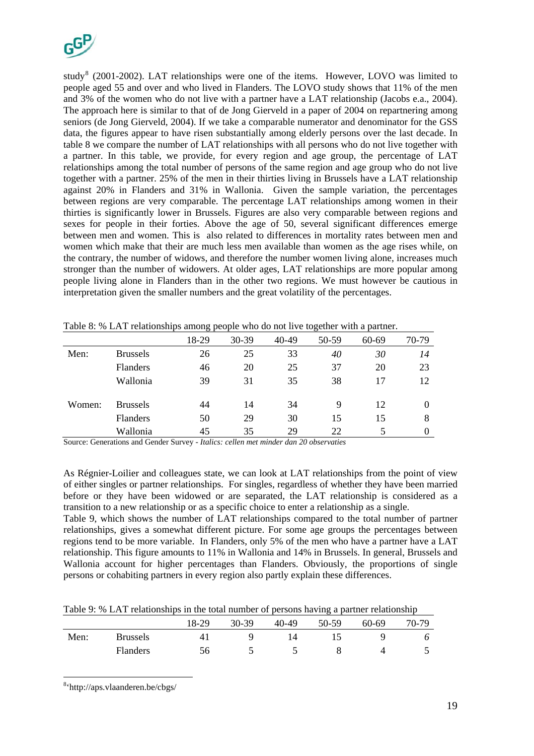study[8] (2001-2002). LAT relationships were one of the items. However, LOVO was limited to people aged 55 and over and who lived in Flanders. The LOVO study shows that 11% of the men and 3% of the women who do not live with a partner have a LAT relationship (Jacobs e.a., 2004). The approach here is similar to that of de Jong Gierveld in a paper of 2004 on repartnering among seniors (de Jong Gierveld, 2004). If we take a comparable numerator and denominator for the GSS data, the figures appear to have risen substantially among elderly persons over the last decade. In table 8 we compare the number of LAT relationships with all persons who do not live together with a partner. In this table, we provide, for every region and age group, the percentage of LAT relationships among the total number of persons of the same region and age group who do not live together with a partner. 25% of the men in their thirties living in Brussels have a LAT relationship against 20% in Flanders and 31% in Wallonia. Given the sample variation, the percentages between regions are very comparable. The percentage LAT relationships among women in their thirties is significantly lower in Brussels. Figures are also very comparable between regions and sexes for people in their forties. Above the age of 50, several significant differences emerge between men and women. This is also related to differences in mortality rates between men and women which make that their are much less men available than women as the age rises while, on the contrary, the number of widows, and therefore the number women living alone, increases much stronger than the number of widowers. At older ages, LAT relationships are more popular among people living alone in Flanders than in the other two regions. We must however be cautious in interpretation given the smaller numbers and the great volatility of the percentages.

Table 8: % LAT relationships among people who do not live together with a partner.

| | | 18-29 | 30-39 | 40-49 | 50-59 | 60-69 | 70-79 |
|---|---|---|---|---|---|---|---|
| Men: | Brussels | 26 | 25 | 33 | *40* | *30* | *14* |
| | Flanders | 46 | 20 | 25 | 37 | 20 | 23 |
| | Wallonia | 39 | 31 | 35 | 38 | 17 | 12 |
| Women: | Brussels | 44 | 14 | 34 | 9 | 12 | 0 |
| | Flanders | 50 | 29 | 30 | 15 | 15 | 8 |
| | Wallonia | 45 | 35 | 29 | 22 | 5 | 0 |

Source: Generations and Gender Survey - *Italics: cellen met minder dan 20 observaties*

As Régnier-Loilier and colleagues state, we can look at LAT relationships from the point of view of either singles or partner relationships. For singles, regardless of whether they have been married before or they have been widowed or are separated, the LAT relationship is considered as a transition to a new relationship or as a specific choice to enter a relationship as a single.

Table 9, which shows the number of LAT relationships compared to the total number of partner relationships, gives a somewhat different picture. For some age groups the percentages between regions tend to be more variable. In Flanders, only 5% of the men who have a partner have a LAT relationship. This figure amounts to 11% in Wallonia and 14% in Brussels. In general, Brussels and Wallonia account for higher percentages than Flanders. Obviously, the proportions of single persons or cohabiting partners in every region also partly explain these differences.

Table 9: % LAT relationships in the total number of persons having a partner relationship

| | | 18-29 | 30-39 | 40-49 | 50-59 | 60-69 | 70-79 |
|---|---|---|---|---|---|---|---|
| Men: | Brussels | 41 | 9 | 14 | 15 | 9 | *6* |
| | Flanders | 56 | 5 | 5 | 8 | 4 | 5 |

[8] 'http://aps.vlaanderen.be/cbgs/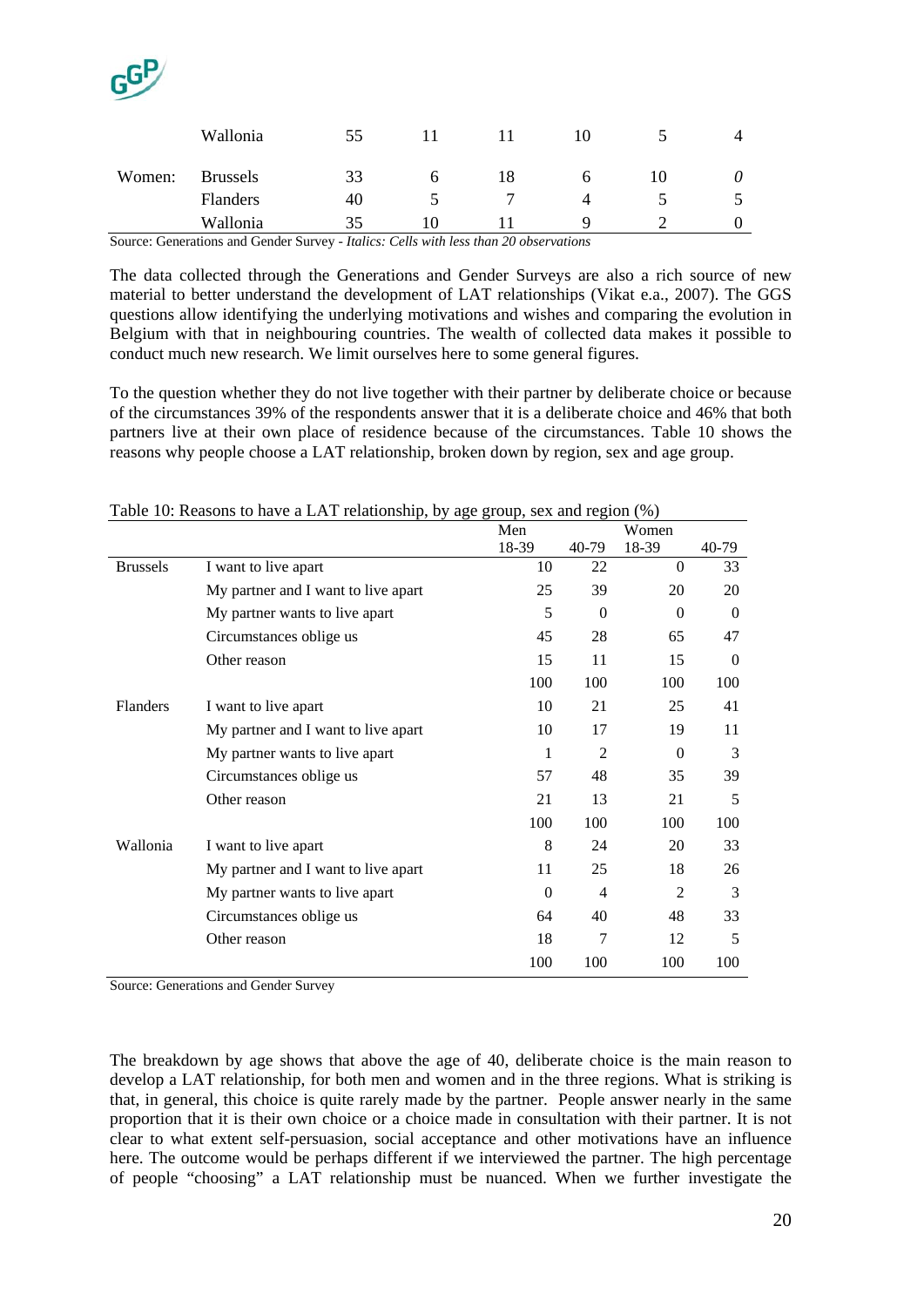| | | | | | | | |
|---|---|---|---|---|---|---|---|
| | Wallonia | 55 | 11 | 11 | 10 | 5 | 4 |
| Women: | Brussels | 33 | 6 | 18 | 6 | 10 | *0* |
| | Flanders | 40 | 5 | 7 | 4 | 5 | 5 |
| | Wallonia | 35 | 10 | 11 | 9 | 2 | 0 |

Source: Generations and Gender Survey - *Italics: Cells with less than 20 observations*

The data collected through the Generations and Gender Surveys are also a rich source of new material to better understand the development of LAT relationships (Vikat e.a., 2007). The GGS questions allow identifying the underlying motivations and wishes and comparing the evolution in Belgium with that in neighbouring countries. The wealth of collected data makes it possible to conduct much new research. We limit ourselves here to some general figures.

To the question whether they do not live together with their partner by deliberate choice or because of the circumstances 39% of the respondents answer that it is a deliberate choice and 46% that both partners live at their own place of residence because of the circumstances. Table 10 shows the reasons why people choose a LAT relationship, broken down by region, sex and age group.

Table 10: Reasons to have a LAT relationship, by age group, sex and region (%)

| | | Men | | Women | |
|---|---|---|---|---|---|
| | | 18-39 | 40-79 | 18-39 | 40-79 |
| Brussels | I want to live apart | 10 | 22 | 0 | 33 |
| | My partner and I want to live apart | 25 | 39 | 20 | 20 |
| | My partner wants to live apart | 5 | 0 | 0 | 0 |
| | Circumstances oblige us | 45 | 28 | 65 | 47 |
| | Other reason | 15 | 11 | 15 | 0 |
| | | 100 | 100 | 100 | 100 |
| Flanders | I want to live apart | 10 | 21 | 25 | 41 |
| | My partner and I want to live apart | 10 | 17 | 19 | 11 |
| | My partner wants to live apart | 1 | 2 | 0 | 3 |
| | Circumstances oblige us | 57 | 48 | 35 | 39 |
| | Other reason | 21 | 13 | 21 | 5 |
| | | 100 | 100 | 100 | 100 |
| Wallonia | I want to live apart | 8 | 24 | 20 | 33 |
| | My partner and I want to live apart | 11 | 25 | 18 | 26 |
| | My partner wants to live apart | 0 | 4 | 2 | 3 |
| | Circumstances oblige us | 64 | 40 | 48 | 33 |
| | Other reason | 18 | 7 | 12 | 5 |
| | | 100 | 100 | 100 | 100 |

Source: Generations and Gender Survey

The breakdown by age shows that above the age of 40, deliberate choice is the main reason to develop a LAT relationship, for both men and women and in the three regions. What is striking is that, in general, this choice is quite rarely made by the partner. People answer nearly in the same proportion that it is their own choice or a choice made in consultation with their partner. It is not clear to what extent self-persuasion, social acceptance and other motivations have an influence here. The outcome would be perhaps different if we interviewed the partner. The high percentage of people "choosing" a LAT relationship must be nuanced. When we further investigate the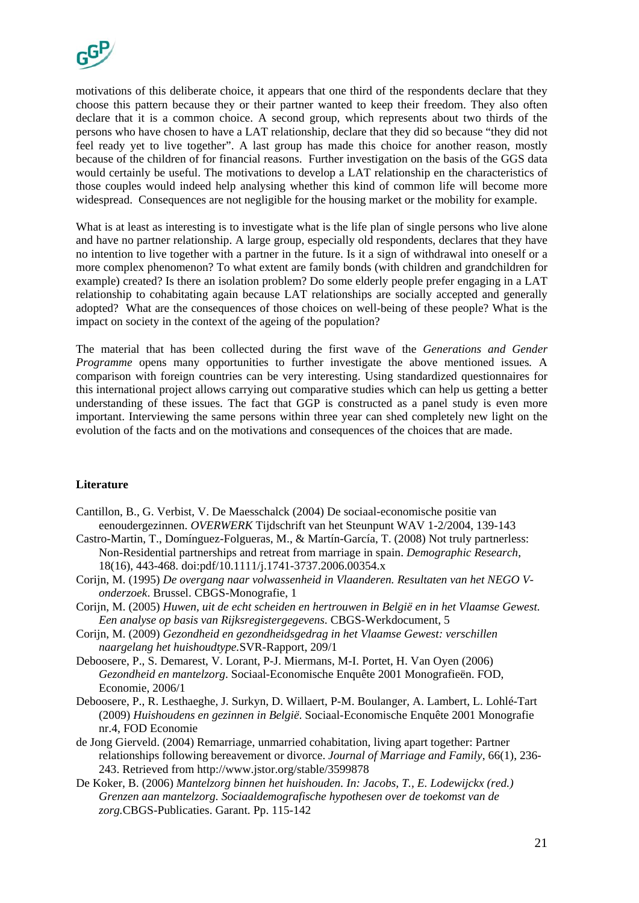motivations of this deliberate choice, it appears that one third of the respondents declare that they choose this pattern because they or their partner wanted to keep their freedom. They also often declare that it is a common choice. A second group, which represents about two thirds of the persons who have chosen to have a LAT relationship, declare that they did so because "they did not feel ready yet to live together". A last group has made this choice for another reason, mostly because of the children of for financial reasons. Further investigation on the basis of the GGS data would certainly be useful. The motivations to develop a LAT relationship en the characteristics of those couples would indeed help analysing whether this kind of common life will become more widespread. Consequences are not negligible for the housing market or the mobility for example.

What is at least as interesting is to investigate what is the life plan of single persons who live alone and have no partner relationship. A large group, especially old respondents, declares that they have no intention to live together with a partner in the future. Is it a sign of withdrawal into oneself or a more complex phenomenon? To what extent are family bonds (with children and grandchildren for example) created? Is there an isolation problem? Do some elderly people prefer engaging in a LAT relationship to cohabitating again because LAT relationships are socially accepted and generally adopted? What are the consequences of those choices on well-being of these people? What is the impact on society in the context of the ageing of the population?

The material that has been collected during the first wave of the *Generations and Gender Programme* opens many opportunities to further investigate the above mentioned issues. A comparison with foreign countries can be very interesting. Using standardized questionnaires for this international project allows carrying out comparative studies which can help us getting a better understanding of these issues. The fact that GGP is constructed as a panel study is even more important. Interviewing the same persons within three year can shed completely new light on the evolution of the facts and on the motivations and consequences of the choices that are made.

**Literature**

Cantillon, B., G. Verbist, V. De Maesschalck (2004) De sociaal-economische positie van eenoudergezinnen. *OVERWERK* Tijdschrift van het Steunpunt WAV 1-2/2004, 139-143

Castro-Martin, T., Domínguez-Folgueras, M., & Martín-García, T. (2008) Not truly partnerless: Non-Residential partnerships and retreat from marriage in spain. *Demographic Research*, 18(16), 443-468. doi:pdf/10.1111/j.1741-3737.2006.00354.x

Corijn, M. (1995) *De overgang naar volwassenheid in Vlaanderen. Resultaten van het NEGO V-onderzoek*. Brussel. CBGS-Monografie, 1

Corijn, M. (2005) *Huwen, uit de echt scheiden en hertrouwen in België en in het Vlaamse Gewest. Een analyse op basis van Rijksregistergegevens*. CBGS-Werkdocument, 5

Corijn, M. (2009) *Gezondheid en gezondheidsgedrag in het Vlaamse Gewest: verschillen naargelang het huishoudtype*.SVR-Rapport, 209/1

Deboosere, P., S. Demarest, V. Lorant, P-J. Miermans, M-I. Portet, H. Van Oyen (2006) *Gezondheid en mantelzorg*. Sociaal-Economische Enquête 2001 Monografieën. FOD, Economie, 2006/1

Deboosere, P., R. Lesthaeghe, J. Surkyn, D. Willaert, P-M. Boulanger, A. Lambert, L. Lohlé-Tart (2009) *Huishoudens en gezinnen in België*. Sociaal-Economische Enquête 2001 Monografie nr.4, FOD Economie

de Jong Gierveld. (2004) Remarriage, unmarried cohabitation, living apart together: Partner relationships following bereavement or divorce. *Journal of Marriage and Family*, 66(1), 236-243. Retrieved from http://www.jstor.org/stable/3599878

De Koker, B. (2006) *Mantelzorg binnen het huishouden. In: Jacobs, T., E. Lodewijckx (red.) Grenzen aan mantelzorg. Sociaaldemografische hypothesen over de toekomst van de zorg.*CBGS-Publicaties. Garant. Pp. 115-142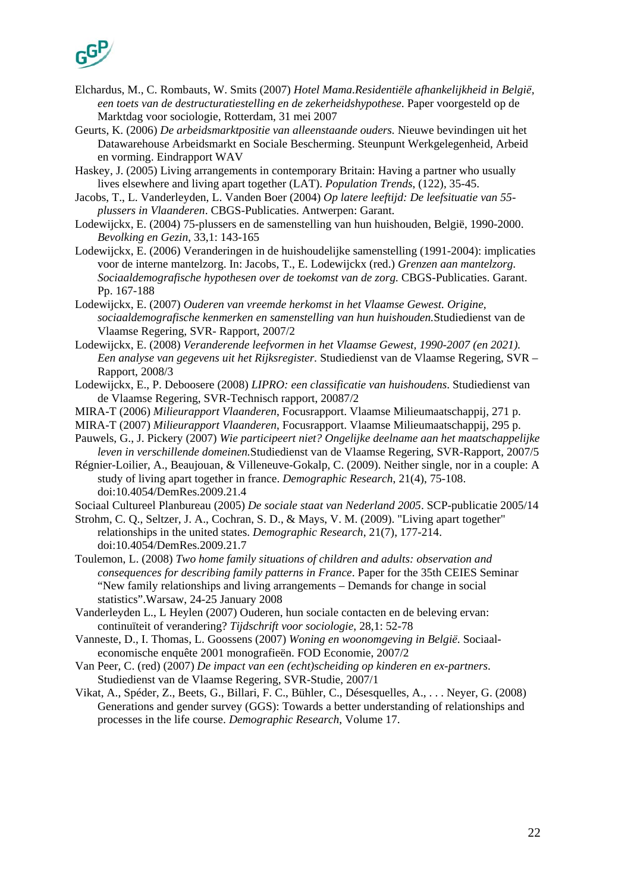Elchardus, M., C. Rombauts, W. Smits (2007) *Hotel Mama.Residentiële afhankelijkheid in België, een toets van de destructuratiestelling en de zekerheidshypothese.* Paper voorgesteld op de Marktdag voor sociologie, Rotterdam, 31 mei 2007

Geurts, K. (2006) *De arbeidsmarktpositie van alleenstaande ouders.* Nieuwe bevindingen uit het Datawarehouse Arbeidsmarkt en Sociale Bescherming. Steunpunt Werkgelegenheid, Arbeid en vorming. Eindrapport WAV

Haskey, J. (2005) Living arrangements in contemporary Britain: Having a partner who usually lives elsewhere and living apart together (LAT). *Population Trends*, (122), 35-45.

Jacobs, T., L. Vanderleyden, L. Vanden Boer (2004) *Op latere leeftijd: De leefsituatie van 55-plussers in Vlaanderen*. CBGS-Publicaties. Antwerpen: Garant.

Lodewijckx, E. (2004) 75-plussers en de samenstelling van hun huishouden, België, 1990-2000. *Bevolking en Gezin*, 33,1: 143-165

Lodewijckx, E. (2006) Veranderingen in de huishoudelijke samenstelling (1991-2004): implicaties voor de interne mantelzorg. In: Jacobs, T., E. Lodewijckx (red.) *Grenzen aan mantelzorg. Sociaaldemografische hypothesen over de toekomst van de zorg.* CBGS-Publicaties. Garant. Pp. 167-188

Lodewijckx, E. (2007) *Ouderen van vreemde herkomst in het Vlaamse Gewest. Origine, sociaaldemografische kenmerken en samenstelling van hun huishouden.*Studiedienst van de Vlaamse Regering, SVR- Rapport, 2007/2

Lodewijckx, E. (2008) *Veranderende leefvormen in het Vlaamse Gewest, 1990-2007 (en 2021). Een analyse van gegevens uit het Rijksregister.* Studiedienst van de Vlaamse Regering, SVR – Rapport, 2008/3

Lodewijckx, E., P. Deboosere (2008) *LIPRO: een classificatie van huishoudens*. Studiedienst van de Vlaamse Regering, SVR-Technisch rapport, 20087/2

MIRA-T (2006) *Milieurapport Vlaanderen*, Focusrapport. Vlaamse Milieumaatschappij, 271 p.

MIRA-T (2007) *Milieurapport Vlaanderen*, Focusrapport. Vlaamse Milieumaatschappij, 295 p.

Pauwels, G., J. Pickery (2007) *Wie participeert niet? Ongelijke deelname aan het maatschappelijke leven in verschillende domeinen.*Studiedienst van de Vlaamse Regering, SVR-Rapport, 2007/5

Régnier-Loilier, A., Beaujouan, & Villeneuve-Gokalp, C. (2009). Neither single, nor in a couple: A study of living apart together in france. *Demographic Research*, 21(4), 75-108. doi:10.4054/DemRes.2009.21.4

Sociaal Cultureel Planbureau (2005) *De sociale staat van Nederland 2005*. SCP-publicatie 2005/14

Strohm, C. Q., Seltzer, J. A., Cochran, S. D., & Mays, V. M. (2009). "Living apart together" relationships in the united states. *Demographic Research*, 21(7), 177-214. doi:10.4054/DemRes.2009.21.7

Toulemon, L. (2008) *Two home family situations of children and adults: observation and consequences for describing family patterns in France*. Paper for the 35th CEIES Seminar "New family relationships and living arrangements – Demands for change in social statistics".Warsaw, 24-25 January 2008

Vanderleyden L., L Heylen (2007) Ouderen, hun sociale contacten en de beleving ervan: continuïteit of verandering? *Tijdschrift voor sociologie*, 28,1: 52-78

Vanneste, D., I. Thomas, L. Goossens (2007) *Woning en woonomgeving in België.* Sociaal-economische enquête 2001 monografieën. FOD Economie, 2007/2

Van Peer, C. (red) (2007) *De impact van een (echt)scheiding op kinderen en ex-partners*. Studiedienst van de Vlaamse Regering, SVR-Studie, 2007/1

Vikat, A., Spéder, Z., Beets, G., Billari, F. C., Bühler, C., Désesquelles, A., . . . Neyer, G. (2008) Generations and gender survey (GGS): Towards a better understanding of relationships and processes in the life course. *Demographic Research*, Volume 17.